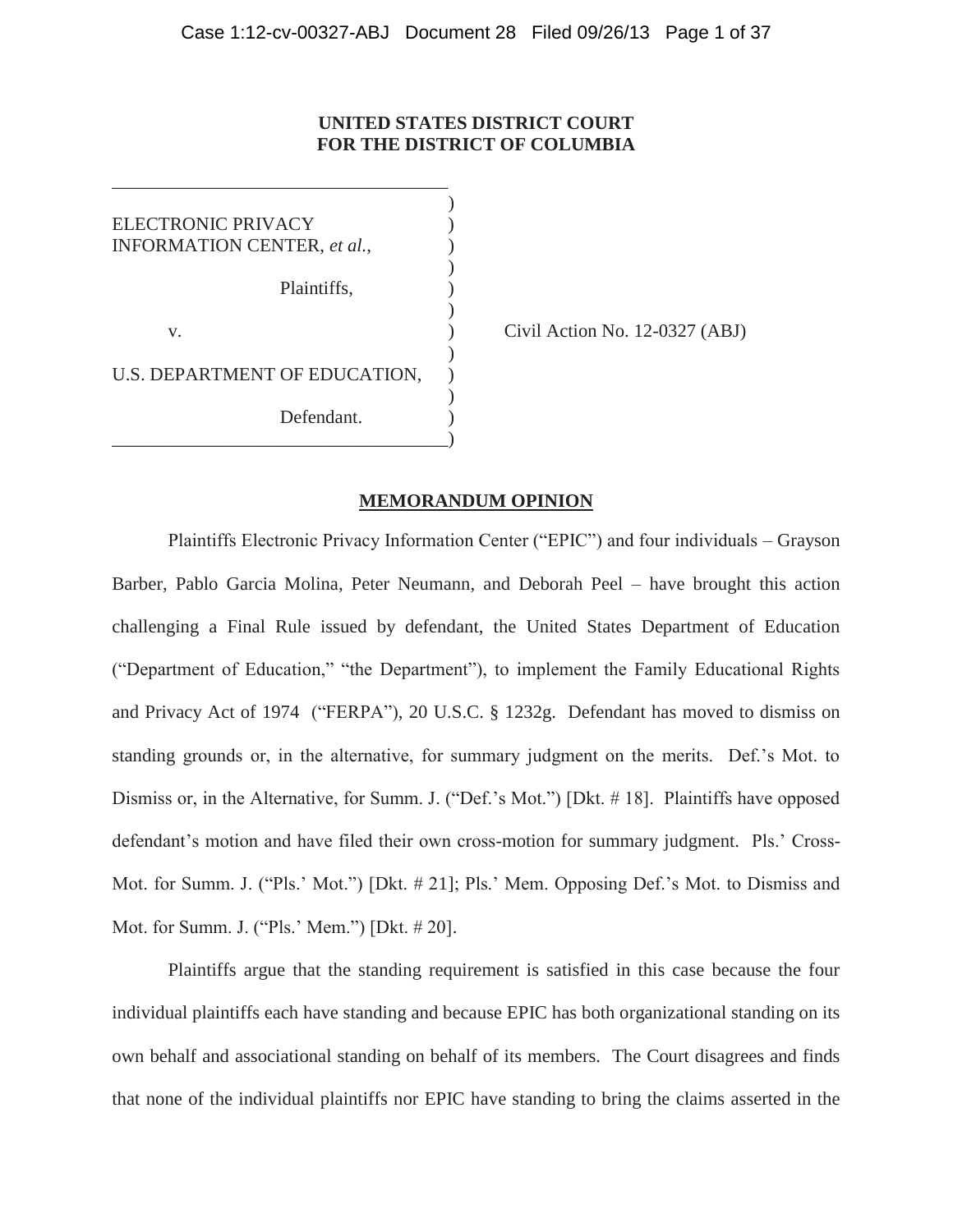**UNITED STATES DISTRICT COURT**
**FOR THE DISTRICT OF COLUMBIA**

ELECTRONIC PRIVACY INFORMATION CENTER, *et al.*,

Plaintiffs,

v.

U.S. DEPARTMENT OF EDUCATION,

Defendant.

Civil Action No. 12-0327 (ABJ)

## MEMORANDUM OPINION

Plaintiffs Electronic Privacy Information Center ("EPIC") and four individuals – Grayson Barber, Pablo Garcia Molina, Peter Neumann, and Deborah Peel – have brought this action challenging a Final Rule issued by defendant, the United States Department of Education ("Department of Education," "the Department"), to implement the Family Educational Rights and Privacy Act of 1974 ("FERPA"), 20 U.S.C. § 1232g. Defendant has moved to dismiss on standing grounds or, in the alternative, for summary judgment on the merits. Def.'s Mot. to Dismiss or, in the Alternative, for Summ. J. ("Def.'s Mot.") [Dkt. # 18]. Plaintiffs have opposed defendant's motion and have filed their own cross-motion for summary judgment. Pls.' Cross-Mot. for Summ. J. ("Pls.' Mot.") [Dkt. # 21]; Pls.' Mem. Opposing Def.'s Mot. to Dismiss and Mot. for Summ. J. ("Pls.' Mem.") [Dkt. # 20].

Plaintiffs argue that the standing requirement is satisfied in this case because the four individual plaintiffs each have standing and because EPIC has both organizational standing on its own behalf and associational standing on behalf of its members. The Court disagrees and finds that none of the individual plaintiffs nor EPIC have standing to bring the claims asserted in the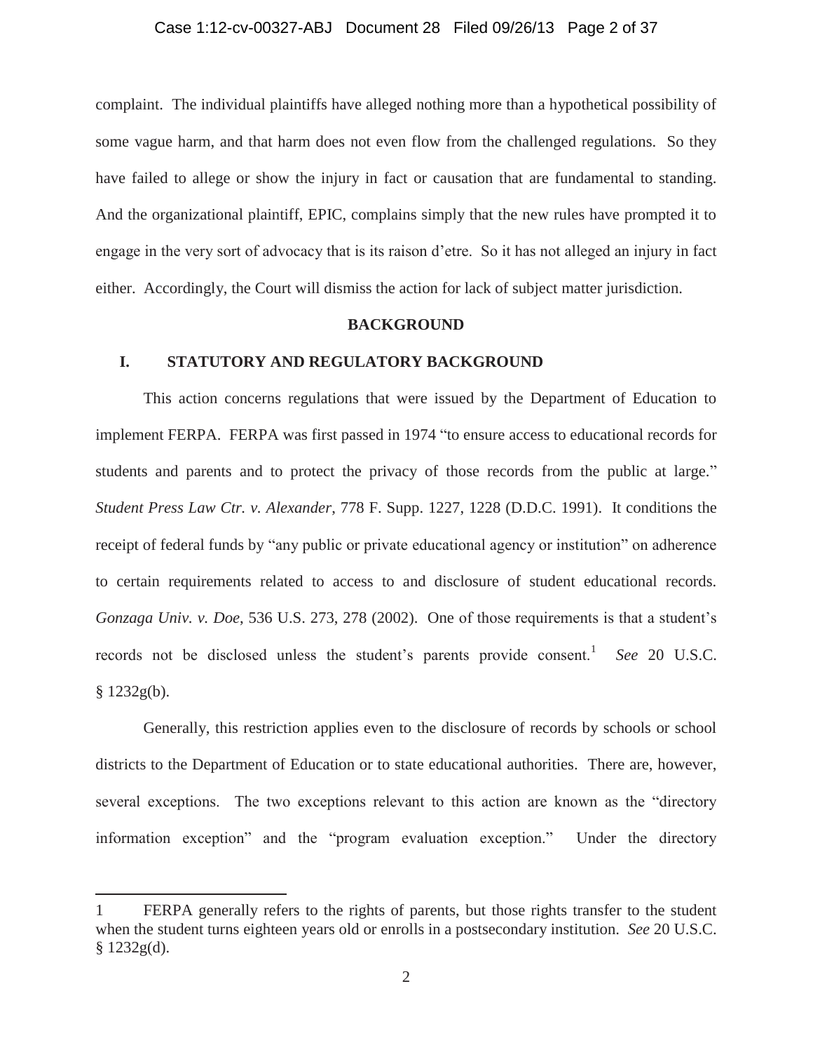complaint. The individual plaintiffs have alleged nothing more than a hypothetical possibility of some vague harm, and that harm does not even flow from the challenged regulations. So they have failed to allege or show the injury in fact or causation that are fundamental to standing. And the organizational plaintiff, EPIC, complains simply that the new rules have prompted it to engage in the very sort of advocacy that is its raison d'etre. So it has not alleged an injury in fact either. Accordingly, the Court will dismiss the action for lack of subject matter jurisdiction.

## BACKGROUND

### I. STATUTORY AND REGULATORY BACKGROUND

This action concerns regulations that were issued by the Department of Education to implement FERPA. FERPA was first passed in 1974 "to ensure access to educational records for students and parents and to protect the privacy of those records from the public at large." *Student Press Law Ctr. v. Alexander*, 778 F. Supp. 1227, 1228 (D.D.C. 1991). It conditions the receipt of federal funds by "any public or private educational agency or institution" on adherence to certain requirements related to access to and disclosure of student educational records. *Gonzaga Univ. v. Doe*, 536 U.S. 273, 278 (2002). One of those requirements is that a student's records not be disclosed unless the student's parents provide consent.[1] *See* 20 U.S.C. § 1232g(b).

Generally, this restriction applies even to the disclosure of records by schools or school districts to the Department of Education or to state educational authorities. There are, however, several exceptions. The two exceptions relevant to this action are known as the "directory information exception" and the "program evaluation exception." Under the directory

---

1 FERPA generally refers to the rights of parents, but those rights transfer to the student when the student turns eighteen years old or enrolls in a postsecondary institution. *See* 20 U.S.C. § 1232g(d).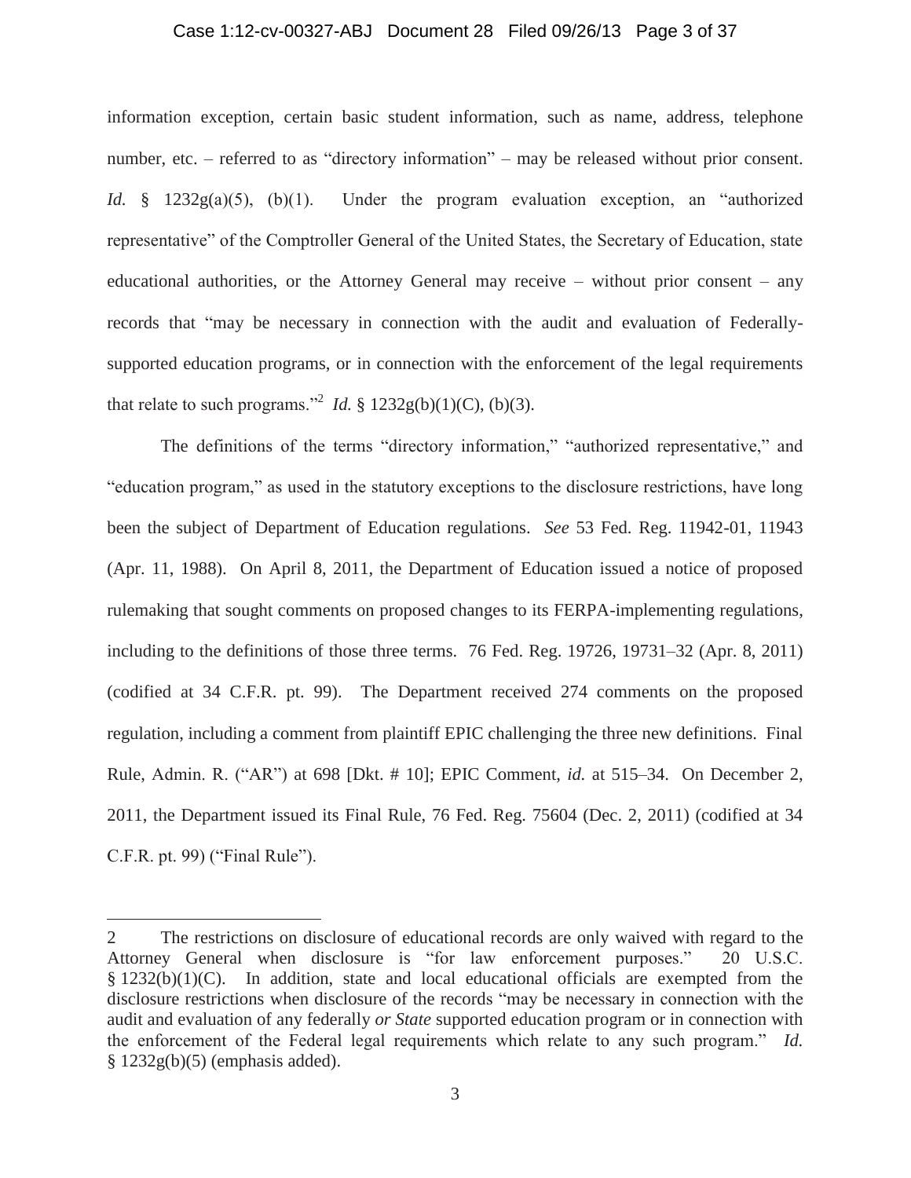information exception, certain basic student information, such as name, address, telephone number, etc. – referred to as "directory information" – may be released without prior consent. *Id.* § 1232g(a)(5), (b)(1). Under the program evaluation exception, an "authorized representative" of the Comptroller General of the United States, the Secretary of Education, state educational authorities, or the Attorney General may receive – without prior consent – any records that "may be necessary in connection with the audit and evaluation of Federally-supported education programs, or in connection with the enforcement of the legal requirements that relate to such programs."[2] *Id.* § 1232g(b)(1)(C), (b)(3).

The definitions of the terms "directory information," "authorized representative," and "education program," as used in the statutory exceptions to the disclosure restrictions, have long been the subject of Department of Education regulations. *See* 53 Fed. Reg. 11942-01, 11943 (Apr. 11, 1988). On April 8, 2011, the Department of Education issued a notice of proposed rulemaking that sought comments on proposed changes to its FERPA-implementing regulations, including to the definitions of those three terms. 76 Fed. Reg. 19726, 19731–32 (Apr. 8, 2011) (codified at 34 C.F.R. pt. 99). The Department received 274 comments on the proposed regulation, including a comment from plaintiff EPIC challenging the three new definitions. Final Rule, Admin. R. ("AR") at 698 [Dkt. # 10]; EPIC Comment, *id.* at 515–34. On December 2, 2011, the Department issued its Final Rule, 76 Fed. Reg. 75604 (Dec. 2, 2011) (codified at 34 C.F.R. pt. 99) ("Final Rule").

---

2 The restrictions on disclosure of educational records are only waived with regard to the Attorney General when disclosure is "for law enforcement purposes." 20 U.S.C. § 1232(b)(1)(C). In addition, state and local educational officials are exempted from the disclosure restrictions when disclosure of the records "may be necessary in connection with the audit and evaluation of any federally *or State* supported education program or in connection with the enforcement of the Federal legal requirements which relate to any such program." *Id.* § 1232g(b)(5) (emphasis added).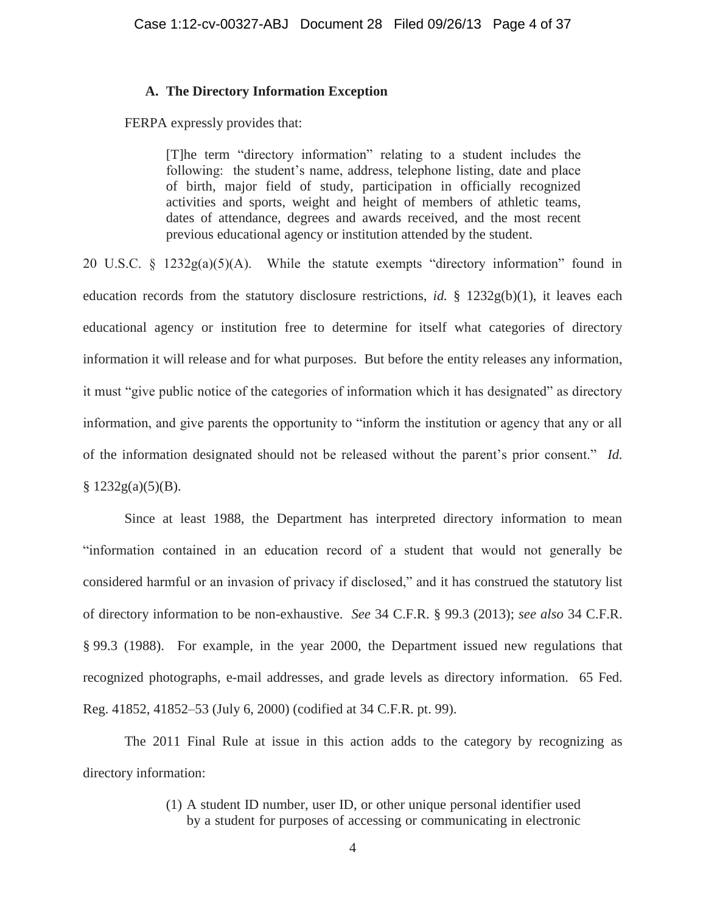### A. The Directory Information Exception

FERPA expressly provides that:

> [T]he term "directory information" relating to a student includes the following: the student's name, address, telephone listing, date and place of birth, major field of study, participation in officially recognized activities and sports, weight and height of members of athletic teams, dates of attendance, degrees and awards received, and the most recent previous educational agency or institution attended by the student.

20 U.S.C. § 1232g(a)(5)(A). While the statute exempts "directory information" found in education records from the statutory disclosure restrictions, *id.* § 1232g(b)(1), it leaves each educational agency or institution free to determine for itself what categories of directory information it will release and for what purposes. But before the entity releases any information, it must "give public notice of the categories of information which it has designated" as directory information, and give parents the opportunity to "inform the institution or agency that any or all of the information designated should not be released without the parent's prior consent." *Id.* § 1232g(a)(5)(B).

Since at least 1988, the Department has interpreted directory information to mean "information contained in an education record of a student that would not generally be considered harmful or an invasion of privacy if disclosed," and it has construed the statutory list of directory information to be non-exhaustive. *See* 34 C.F.R. § 99.3 (2013); *see also* 34 C.F.R. § 99.3 (1988). For example, in the year 2000, the Department issued new regulations that recognized photographs, e-mail addresses, and grade levels as directory information. 65 Fed. Reg. 41852, 41852–53 (July 6, 2000) (codified at 34 C.F.R. pt. 99).

The 2011 Final Rule at issue in this action adds to the category by recognizing as directory information:

> (1) A student ID number, user ID, or other unique personal identifier used by a student for purposes of accessing or communicating in electronic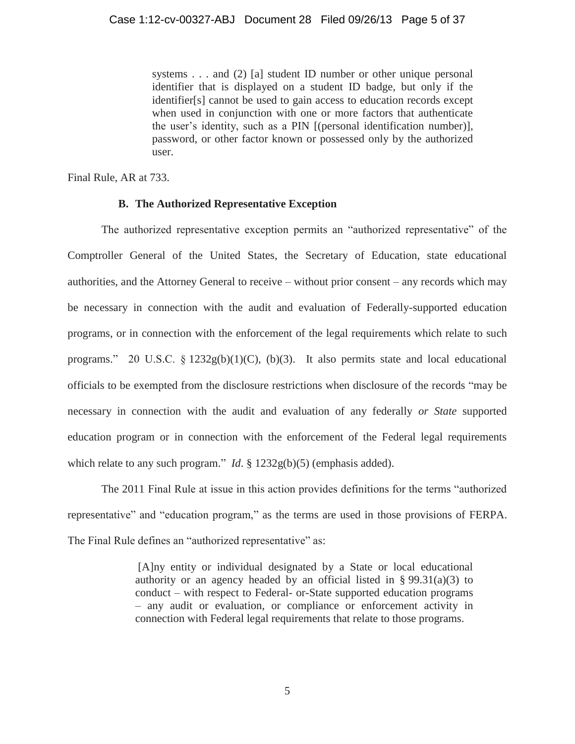> systems . . . and (2) [a] student ID number or other unique personal identifier that is displayed on a student ID badge, but only if the identifier[s] cannot be used to gain access to education records except when used in conjunction with one or more factors that authenticate the user's identity, such as a PIN [(personal identification number)], password, or other factor known or possessed only by the authorized user.

Final Rule, AR at 733.

### B. The Authorized Representative Exception

The authorized representative exception permits an "authorized representative" of the Comptroller General of the United States, the Secretary of Education, state educational authorities, and the Attorney General to receive – without prior consent – any records which may be necessary in connection with the audit and evaluation of Federally-supported education programs, or in connection with the enforcement of the legal requirements which relate to such programs." 20 U.S.C. § 1232g(b)(1)(C), (b)(3). It also permits state and local educational officials to be exempted from the disclosure restrictions when disclosure of the records "may be necessary in connection with the audit and evaluation of any federally *or State* supported education program or in connection with the enforcement of the Federal legal requirements which relate to any such program." *Id*. § 1232g(b)(5) (emphasis added).

The 2011 Final Rule at issue in this action provides definitions for the terms "authorized representative" and "education program," as the terms are used in those provisions of FERPA. The Final Rule defines an "authorized representative" as:

> [A]ny entity or individual designated by a State or local educational authority or an agency headed by an official listed in § 99.31(a)(3) to conduct – with respect to Federal- or-State supported education programs – any audit or evaluation, or compliance or enforcement activity in connection with Federal legal requirements that relate to those programs.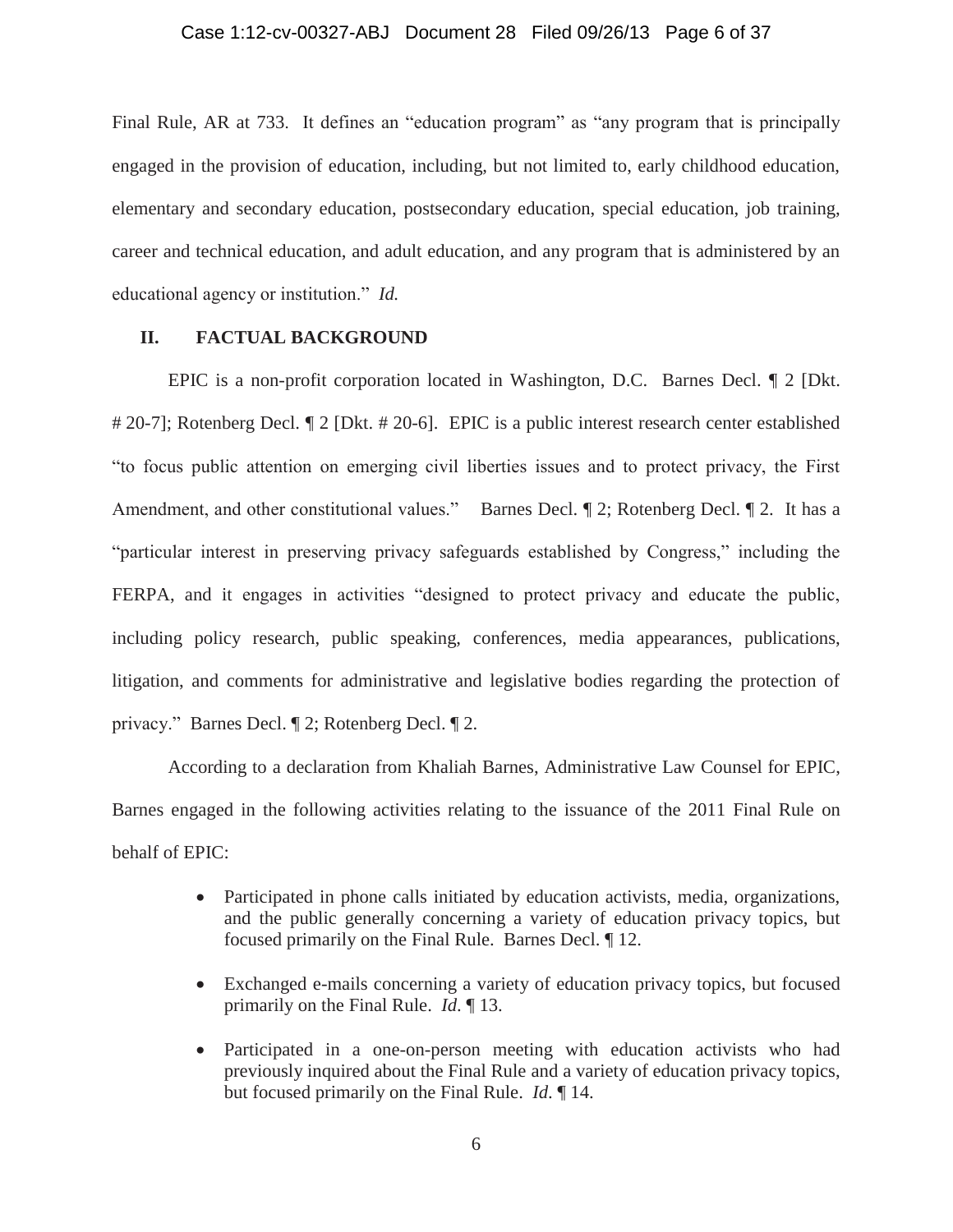Final Rule, AR at 733. It defines an "education program" as "any program that is principally engaged in the provision of education, including, but not limited to, early childhood education, elementary and secondary education, postsecondary education, special education, job training, career and technical education, and adult education, and any program that is administered by an educational agency or institution." *Id.*

## II. FACTUAL BACKGROUND

EPIC is a non-profit corporation located in Washington, D.C. Barnes Decl. ¶ 2 [Dkt. # 20-7]; Rotenberg Decl. ¶ 2 [Dkt. # 20-6]. EPIC is a public interest research center established "to focus public attention on emerging civil liberties issues and to protect privacy, the First Amendment, and other constitutional values." Barnes Decl. ¶ 2; Rotenberg Decl. ¶ 2. It has a "particular interest in preserving privacy safeguards established by Congress," including the FERPA, and it engages in activities "designed to protect privacy and educate the public, including policy research, public speaking, conferences, media appearances, publications, litigation, and comments for administrative and legislative bodies regarding the protection of privacy." Barnes Decl. ¶ 2; Rotenberg Decl. ¶ 2.

According to a declaration from Khaliah Barnes, Administrative Law Counsel for EPIC, Barnes engaged in the following activities relating to the issuance of the 2011 Final Rule on behalf of EPIC:

- Participated in phone calls initiated by education activists, media, organizations, and the public generally concerning a variety of education privacy topics, but focused primarily on the Final Rule. Barnes Decl. ¶ 12.

- Exchanged e-mails concerning a variety of education privacy topics, but focused primarily on the Final Rule. *Id.* ¶ 13.

- Participated in a one-on-person meeting with education activists who had previously inquired about the Final Rule and a variety of education privacy topics, but focused primarily on the Final Rule. *Id.* ¶ 14.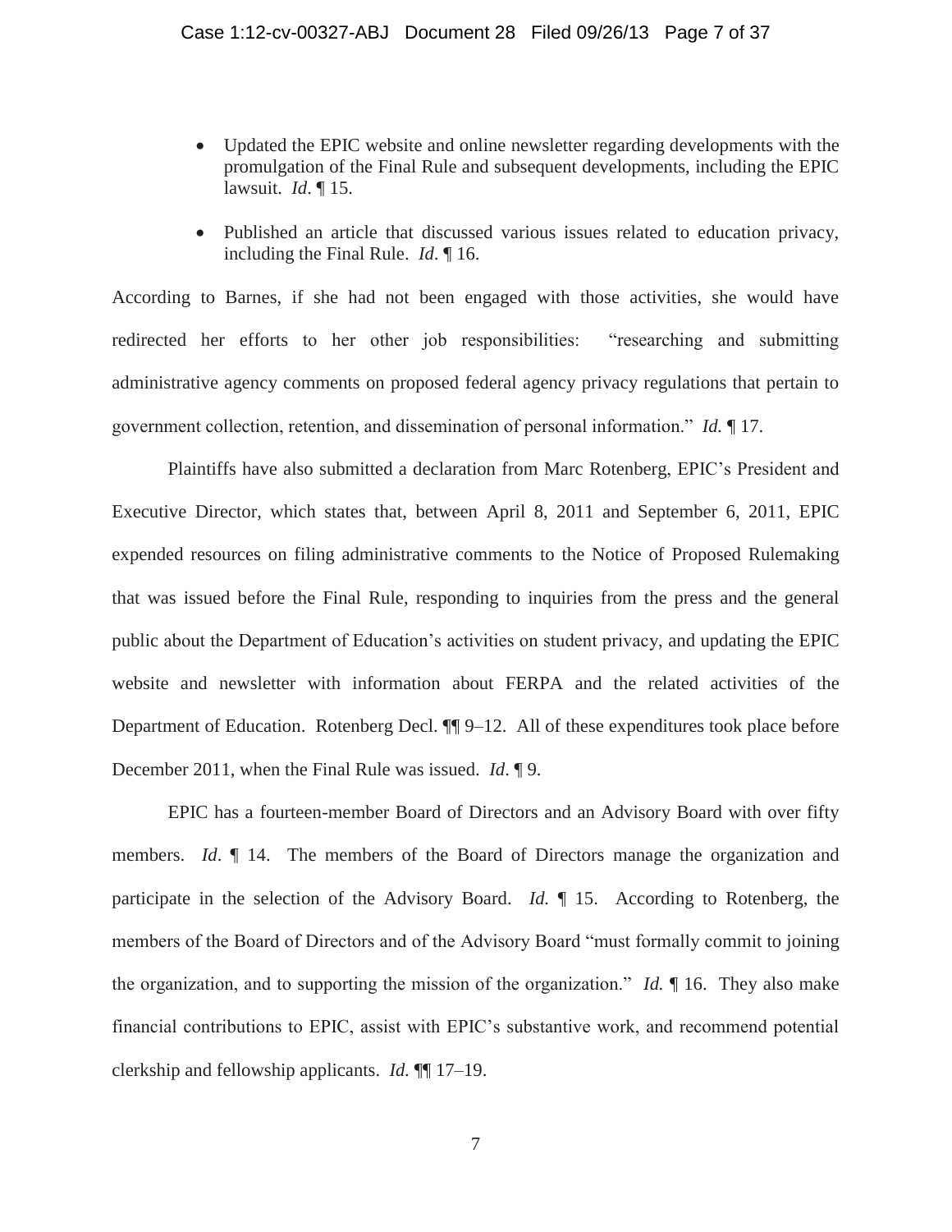- Updated the EPIC website and online newsletter regarding developments with the promulgation of the Final Rule and subsequent developments, including the EPIC lawsuit. *Id*. ¶ 15.

- Published an article that discussed various issues related to education privacy, including the Final Rule. *Id*. ¶ 16.

According to Barnes, if she had not been engaged with those activities, she would have redirected her efforts to her other job responsibilities: "researching and submitting administrative agency comments on proposed federal agency privacy regulations that pertain to government collection, retention, and dissemination of personal information." *Id.* ¶ 17.

Plaintiffs have also submitted a declaration from Marc Rotenberg, EPIC's President and Executive Director, which states that, between April 8, 2011 and September 6, 2011, EPIC expended resources on filing administrative comments to the Notice of Proposed Rulemaking that was issued before the Final Rule, responding to inquiries from the press and the general public about the Department of Education's activities on student privacy, and updating the EPIC website and newsletter with information about FERPA and the related activities of the Department of Education. Rotenberg Decl. ¶¶ 9–12. All of these expenditures took place before December 2011, when the Final Rule was issued. *Id*. ¶ 9.

EPIC has a fourteen-member Board of Directors and an Advisory Board with over fifty members. *Id*. ¶ 14. The members of the Board of Directors manage the organization and participate in the selection of the Advisory Board. *Id.* ¶ 15. According to Rotenberg, the members of the Board of Directors and of the Advisory Board "must formally commit to joining the organization, and to supporting the mission of the organization." *Id.* ¶ 16. They also make financial contributions to EPIC, assist with EPIC's substantive work, and recommend potential clerkship and fellowship applicants. *Id.* ¶¶ 17–19.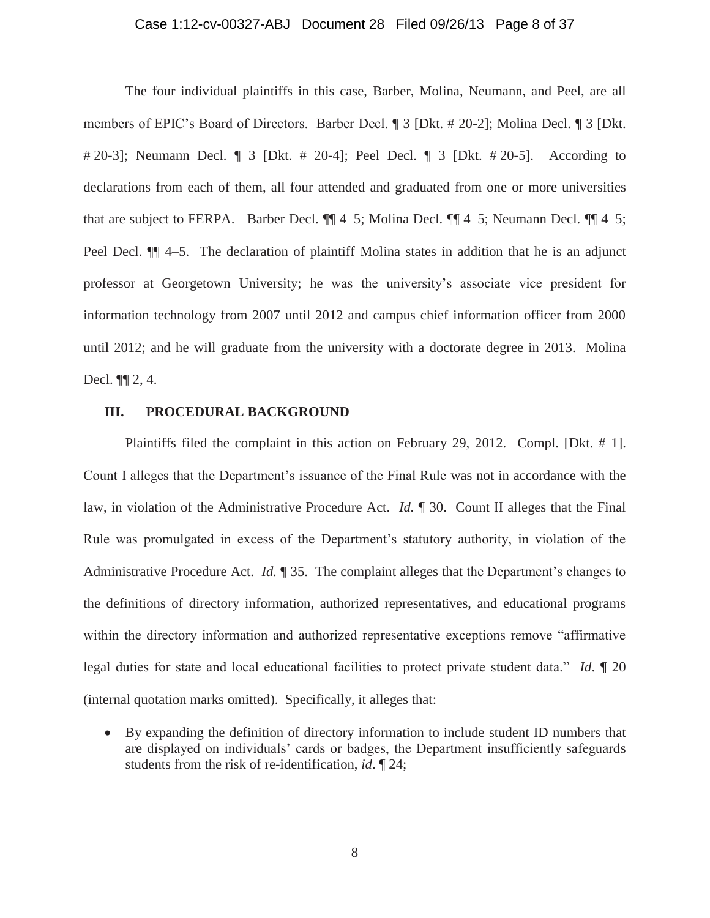The four individual plaintiffs in this case, Barber, Molina, Neumann, and Peel, are all members of EPIC's Board of Directors. Barber Decl. ¶ 3 [Dkt. # 20-2]; Molina Decl. ¶ 3 [Dkt. # 20-3]; Neumann Decl. ¶ 3 [Dkt. # 20-4]; Peel Decl. ¶ 3 [Dkt. # 20-5]. According to declarations from each of them, all four attended and graduated from one or more universities that are subject to FERPA. Barber Decl. ¶¶ 4–5; Molina Decl. ¶¶ 4–5; Neumann Decl. ¶¶ 4–5; Peel Decl. ¶¶ 4–5. The declaration of plaintiff Molina states in addition that he is an adjunct professor at Georgetown University; he was the university's associate vice president for information technology from 2007 until 2012 and campus chief information officer from 2000 until 2012; and he will graduate from the university with a doctorate degree in 2013. Molina Decl. ¶¶ 2, 4.

## III. PROCEDURAL BACKGROUND

Plaintiffs filed the complaint in this action on February 29, 2012. Compl. [Dkt. # 1]. Count I alleges that the Department's issuance of the Final Rule was not in accordance with the law, in violation of the Administrative Procedure Act. *Id.* ¶ 30. Count II alleges that the Final Rule was promulgated in excess of the Department's statutory authority, in violation of the Administrative Procedure Act. *Id.* ¶ 35. The complaint alleges that the Department's changes to the definitions of directory information, authorized representatives, and educational programs within the directory information and authorized representative exceptions remove "affirmative legal duties for state and local educational facilities to protect private student data." *Id*. ¶ 20 (internal quotation marks omitted). Specifically, it alleges that:

- By expanding the definition of directory information to include student ID numbers that are displayed on individuals' cards or badges, the Department insufficiently safeguards students from the risk of re-identification, *id*. ¶ 24;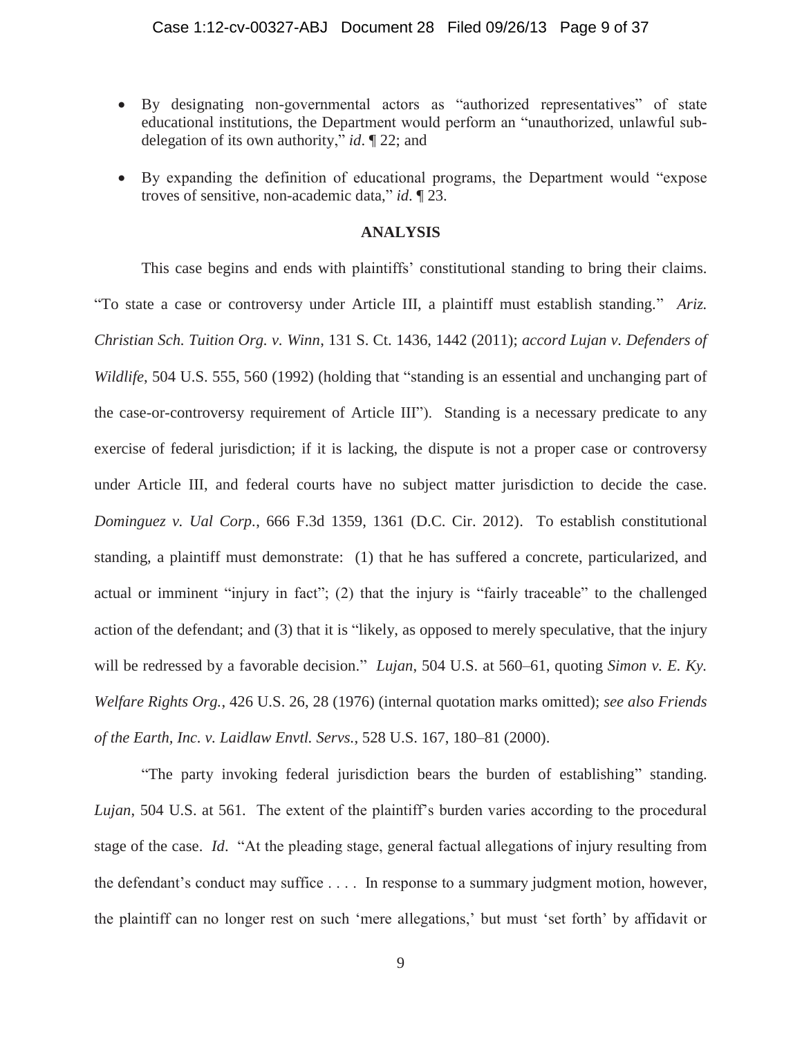- By designating non-governmental actors as "authorized representatives" of state educational institutions, the Department would perform an "unauthorized, unlawful sub-delegation of its own authority," *id*. ¶ 22; and
- By expanding the definition of educational programs, the Department would "expose troves of sensitive, non-academic data," *id*. ¶ 23.

**ANALYSIS**

This case begins and ends with plaintiffs' constitutional standing to bring their claims. "To state a case or controversy under Article III, a plaintiff must establish standing." *Ariz. Christian Sch. Tuition Org. v. Winn*, 131 S. Ct. 1436, 1442 (2011); *accord Lujan v. Defenders of Wildlife*, 504 U.S. 555, 560 (1992) (holding that "standing is an essential and unchanging part of the case-or-controversy requirement of Article III"). Standing is a necessary predicate to any exercise of federal jurisdiction; if it is lacking, the dispute is not a proper case or controversy under Article III, and federal courts have no subject matter jurisdiction to decide the case. *Dominguez v. Ual Corp.*, 666 F.3d 1359, 1361 (D.C. Cir. 2012). To establish constitutional standing, a plaintiff must demonstrate: (1) that he has suffered a concrete, particularized, and actual or imminent "injury in fact"; (2) that the injury is "fairly traceable" to the challenged action of the defendant; and (3) that it is "likely, as opposed to merely speculative, that the injury will be redressed by a favorable decision." *Lujan*, 504 U.S. at 560–61, quoting *Simon v. E. Ky. Welfare Rights Org.*, 426 U.S. 26, 28 (1976) (internal quotation marks omitted); *see also Friends of the Earth, Inc. v. Laidlaw Envtl. Servs.*, 528 U.S. 167, 180–81 (2000).

"The party invoking federal jurisdiction bears the burden of establishing" standing. *Lujan*, 504 U.S. at 561. The extent of the plaintiff's burden varies according to the procedural stage of the case. *Id*. "At the pleading stage, general factual allegations of injury resulting from the defendant's conduct may suffice . . . . In response to a summary judgment motion, however, the plaintiff can no longer rest on such 'mere allegations,' but must 'set forth' by affidavit or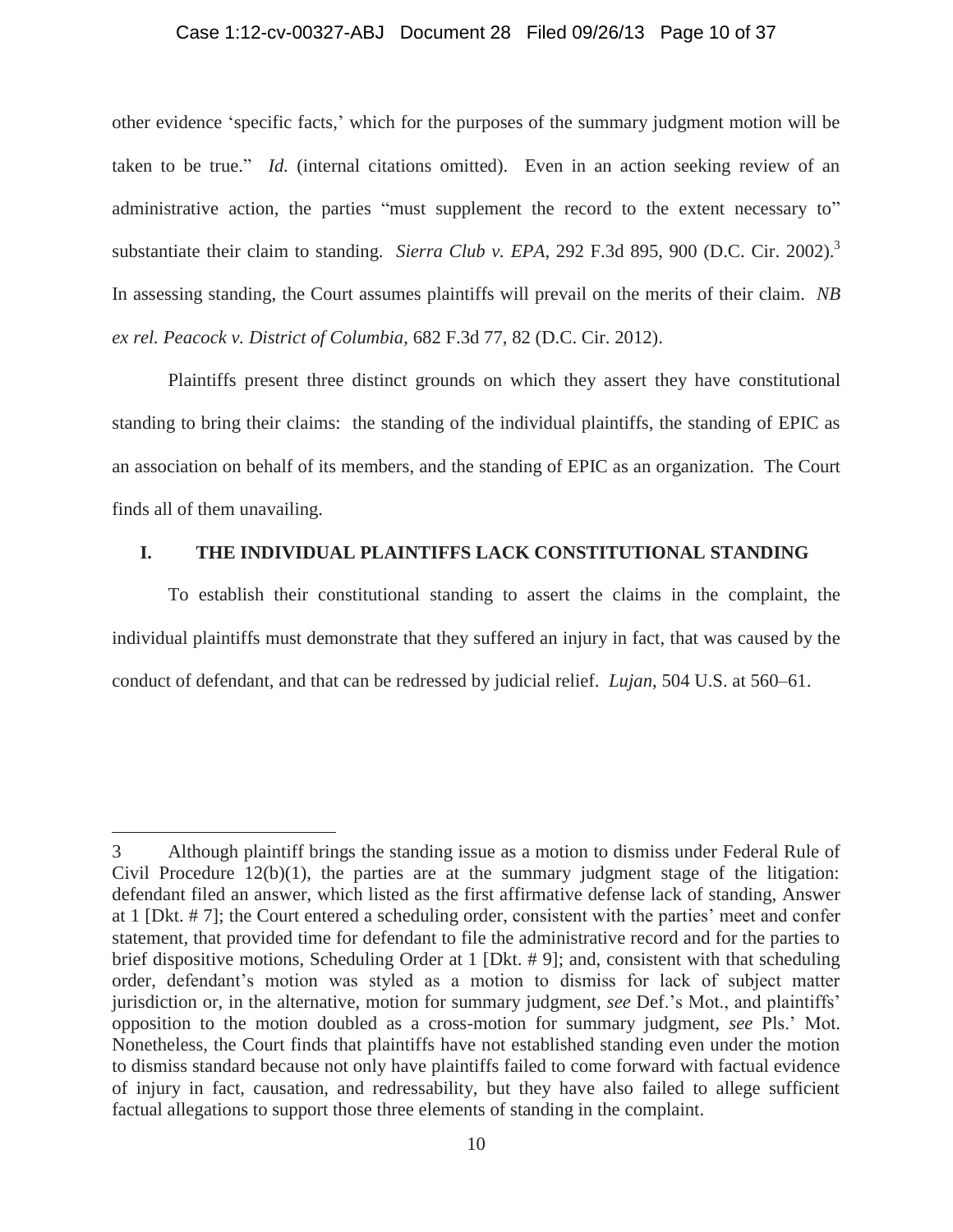other evidence 'specific facts,' which for the purposes of the summary judgment motion will be taken to be true." *Id.* (internal citations omitted). Even in an action seeking review of an administrative action, the parties "must supplement the record to the extent necessary to" substantiate their claim to standing. *Sierra Club v. EPA*, 292 F.3d 895, 900 (D.C. Cir. 2002).[3] In assessing standing, the Court assumes plaintiffs will prevail on the merits of their claim. *NB ex rel. Peacock v. District of Columbia*, 682 F.3d 77, 82 (D.C. Cir. 2012).

Plaintiffs present three distinct grounds on which they assert they have constitutional standing to bring their claims: the standing of the individual plaintiffs, the standing of EPIC as an association on behalf of its members, and the standing of EPIC as an organization. The Court finds all of them unavailing.

## I. THE INDIVIDUAL PLAINTIFFS LACK CONSTITUTIONAL STANDING

To establish their constitutional standing to assert the claims in the complaint, the individual plaintiffs must demonstrate that they suffered an injury in fact, that was caused by the conduct of defendant, and that can be redressed by judicial relief. *Lujan*, 504 U.S. at 560–61.

---

3 Although plaintiff brings the standing issue as a motion to dismiss under Federal Rule of Civil Procedure 12(b)(1), the parties are at the summary judgment stage of the litigation: defendant filed an answer, which listed as the first affirmative defense lack of standing, Answer at 1 [Dkt. # 7]; the Court entered a scheduling order, consistent with the parties' meet and confer statement, that provided time for defendant to file the administrative record and for the parties to brief dispositive motions, Scheduling Order at 1 [Dkt. # 9]; and, consistent with that scheduling order, defendant's motion was styled as a motion to dismiss for lack of subject matter jurisdiction or, in the alternative, motion for summary judgment, *see* Def.'s Mot., and plaintiffs' opposition to the motion doubled as a cross-motion for summary judgment, *see* Pls.' Mot. Nonetheless, the Court finds that plaintiffs have not established standing even under the motion to dismiss standard because not only have plaintiffs failed to come forward with factual evidence of injury in fact, causation, and redressability, but they have also failed to allege sufficient factual allegations to support those three elements of standing in the complaint.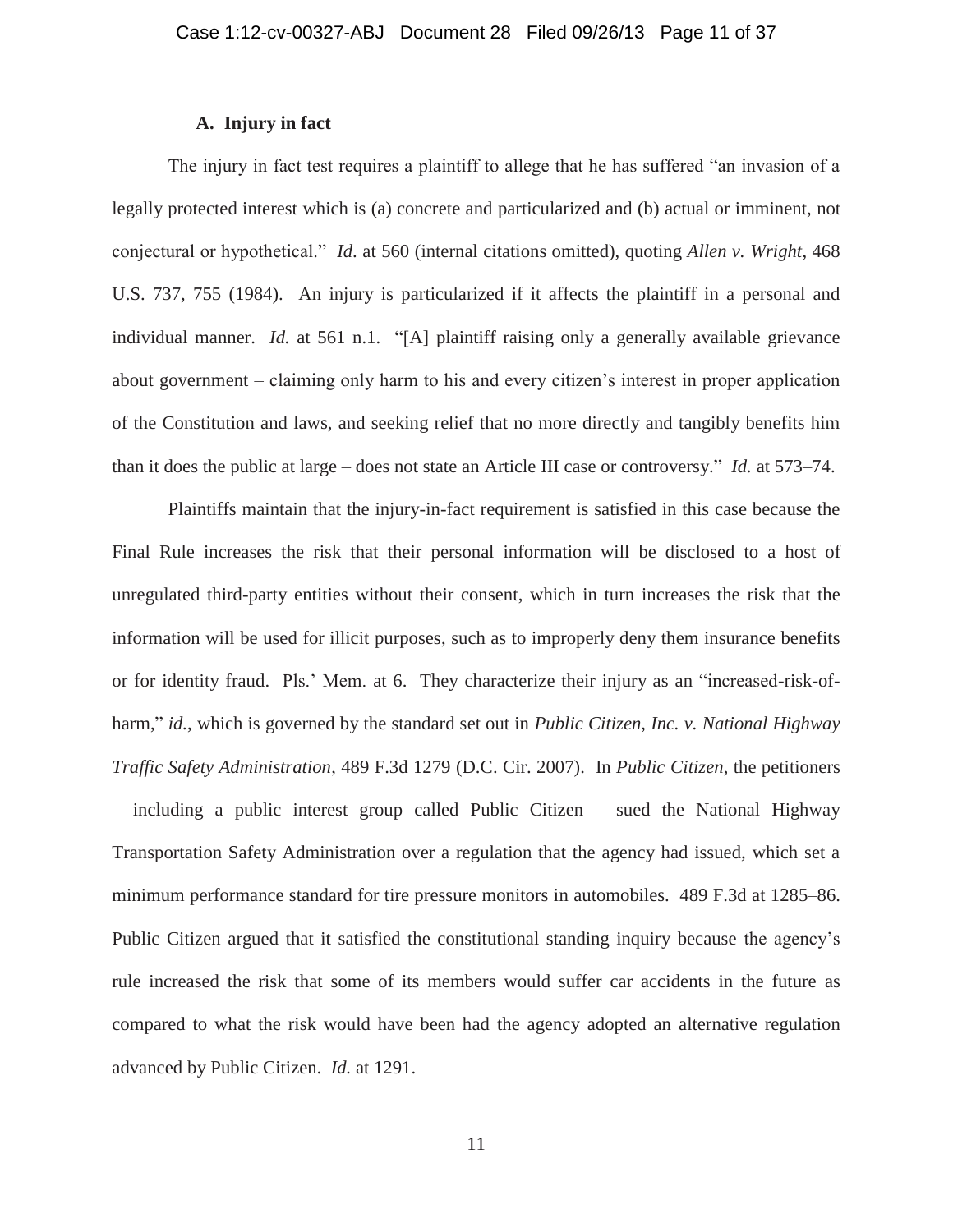### A. Injury in fact

The injury in fact test requires a plaintiff to allege that he has suffered "an invasion of a legally protected interest which is (a) concrete and particularized and (b) actual or imminent, not conjectural or hypothetical." *Id*. at 560 (internal citations omitted), quoting *Allen v. Wright*, 468 U.S. 737, 755 (1984). An injury is particularized if it affects the plaintiff in a personal and individual manner. *Id.* at 561 n.1. "[A] plaintiff raising only a generally available grievance about government – claiming only harm to his and every citizen's interest in proper application of the Constitution and laws, and seeking relief that no more directly and tangibly benefits him than it does the public at large – does not state an Article III case or controversy." *Id.* at 573–74.

Plaintiffs maintain that the injury-in-fact requirement is satisfied in this case because the Final Rule increases the risk that their personal information will be disclosed to a host of unregulated third-party entities without their consent, which in turn increases the risk that the information will be used for illicit purposes, such as to improperly deny them insurance benefits or for identity fraud. Pls.' Mem. at 6. They characterize their injury as an "increased-risk-of-harm," *id.*, which is governed by the standard set out in *Public Citizen, Inc. v. National Highway Traffic Safety Administration*, 489 F.3d 1279 (D.C. Cir. 2007). In *Public Citizen*, the petitioners – including a public interest group called Public Citizen – sued the National Highway Transportation Safety Administration over a regulation that the agency had issued, which set a minimum performance standard for tire pressure monitors in automobiles. 489 F.3d at 1285–86. Public Citizen argued that it satisfied the constitutional standing inquiry because the agency's rule increased the risk that some of its members would suffer car accidents in the future as compared to what the risk would have been had the agency adopted an alternative regulation advanced by Public Citizen. *Id.* at 1291.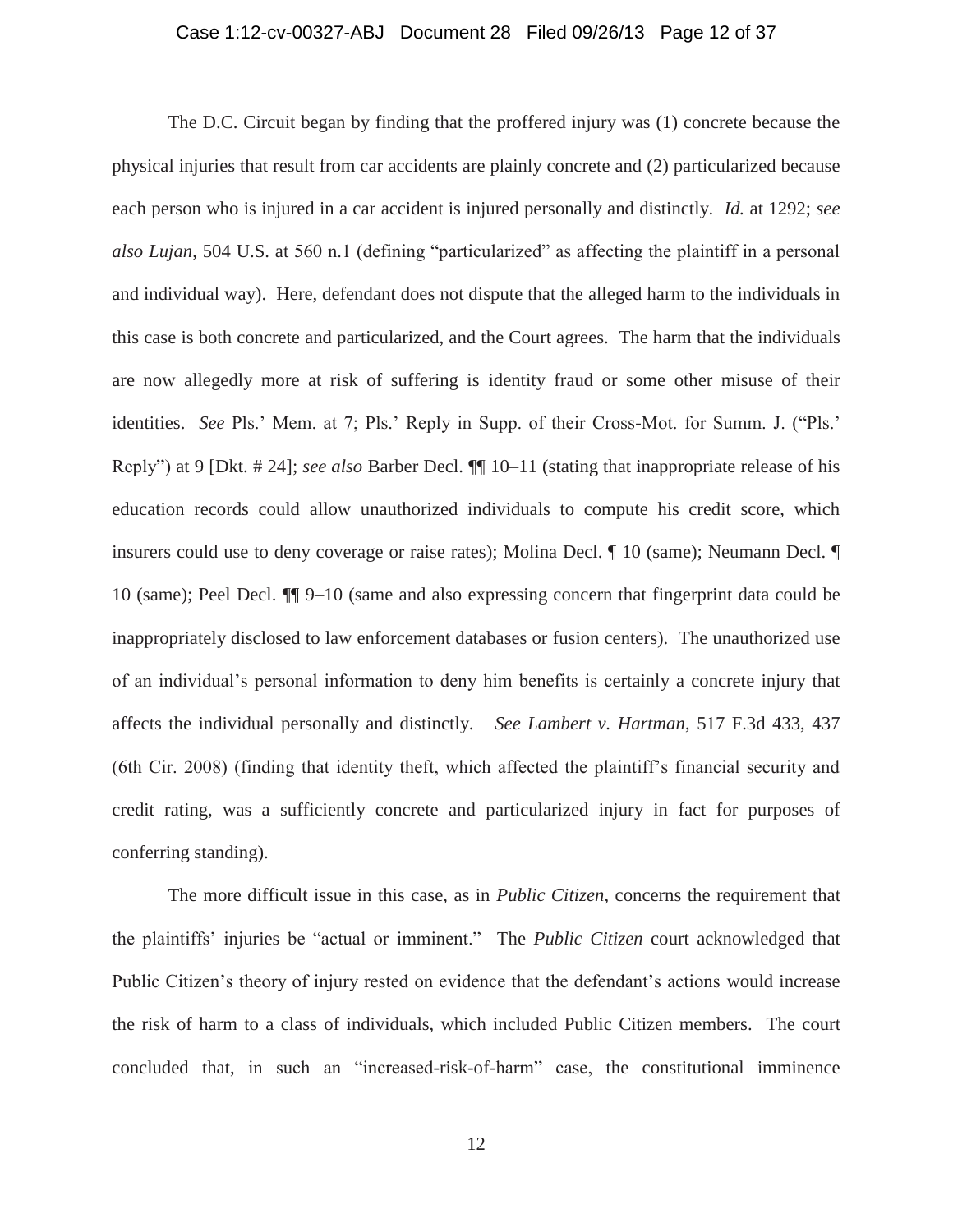The D.C. Circuit began by finding that the proffered injury was (1) concrete because the physical injuries that result from car accidents are plainly concrete and (2) particularized because each person who is injured in a car accident is injured personally and distinctly. *Id.* at 1292; *see also Lujan*, 504 U.S. at 560 n.1 (defining "particularized" as affecting the plaintiff in a personal and individual way). Here, defendant does not dispute that the alleged harm to the individuals in this case is both concrete and particularized, and the Court agrees. The harm that the individuals are now allegedly more at risk of suffering is identity fraud or some other misuse of their identities. *See* Pls.' Mem. at 7; Pls.' Reply in Supp. of their Cross-Mot. for Summ. J. ("Pls.' Reply") at 9 [Dkt. # 24]; *see also* Barber Decl. ¶¶ 10–11 (stating that inappropriate release of his education records could allow unauthorized individuals to compute his credit score, which insurers could use to deny coverage or raise rates); Molina Decl. ¶ 10 (same); Neumann Decl. ¶ 10 (same); Peel Decl. ¶¶ 9–10 (same and also expressing concern that fingerprint data could be inappropriately disclosed to law enforcement databases or fusion centers). The unauthorized use of an individual's personal information to deny him benefits is certainly a concrete injury that affects the individual personally and distinctly. *See Lambert v. Hartman*, 517 F.3d 433, 437 (6th Cir. 2008) (finding that identity theft, which affected the plaintiff's financial security and credit rating, was a sufficiently concrete and particularized injury in fact for purposes of conferring standing).

The more difficult issue in this case, as in *Public Citizen*, concerns the requirement that the plaintiffs' injuries be "actual or imminent." The *Public Citizen* court acknowledged that Public Citizen's theory of injury rested on evidence that the defendant's actions would increase the risk of harm to a class of individuals, which included Public Citizen members. The court concluded that, in such an "increased-risk-of-harm" case, the constitutional imminence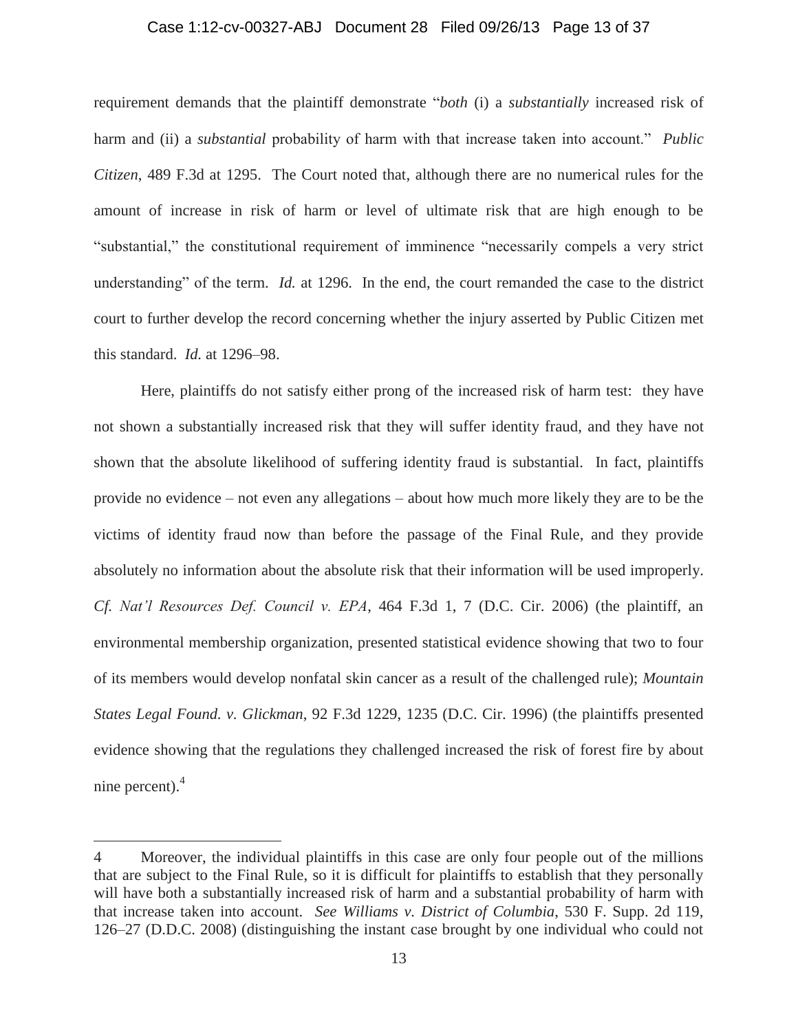requirement demands that the plaintiff demonstrate "*both* (i) a *substantially* increased risk of harm and (ii) a *substantial* probability of harm with that increase taken into account." *Public Citizen*, 489 F.3d at 1295. The Court noted that, although there are no numerical rules for the amount of increase in risk of harm or level of ultimate risk that are high enough to be "substantial," the constitutional requirement of imminence "necessarily compels a very strict understanding" of the term. *Id.* at 1296. In the end, the court remanded the case to the district court to further develop the record concerning whether the injury asserted by Public Citizen met this standard. *Id.* at 1296–98.

Here, plaintiffs do not satisfy either prong of the increased risk of harm test: they have not shown a substantially increased risk that they will suffer identity fraud, and they have not shown that the absolute likelihood of suffering identity fraud is substantial. In fact, plaintiffs provide no evidence – not even any allegations – about how much more likely they are to be the victims of identity fraud now than before the passage of the Final Rule, and they provide absolutely no information about the absolute risk that their information will be used improperly. *Cf. Nat'l Resources Def. Council v. EPA*, 464 F.3d 1, 7 (D.C. Cir. 2006) (the plaintiff, an environmental membership organization, presented statistical evidence showing that two to four of its members would develop nonfatal skin cancer as a result of the challenged rule); *Mountain States Legal Found. v. Glickman*, 92 F.3d 1229, 1235 (D.C. Cir. 1996) (the plaintiffs presented evidence showing that the regulations they challenged increased the risk of forest fire by about nine percent).[4]

---

[4] Moreover, the individual plaintiffs in this case are only four people out of the millions that are subject to the Final Rule, so it is difficult for plaintiffs to establish that they personally will have both a substantially increased risk of harm and a substantial probability of harm with that increase taken into account. *See Williams v. District of Columbia*, 530 F. Supp. 2d 119, 126–27 (D.D.C. 2008) (distinguishing the instant case brought by one individual who could not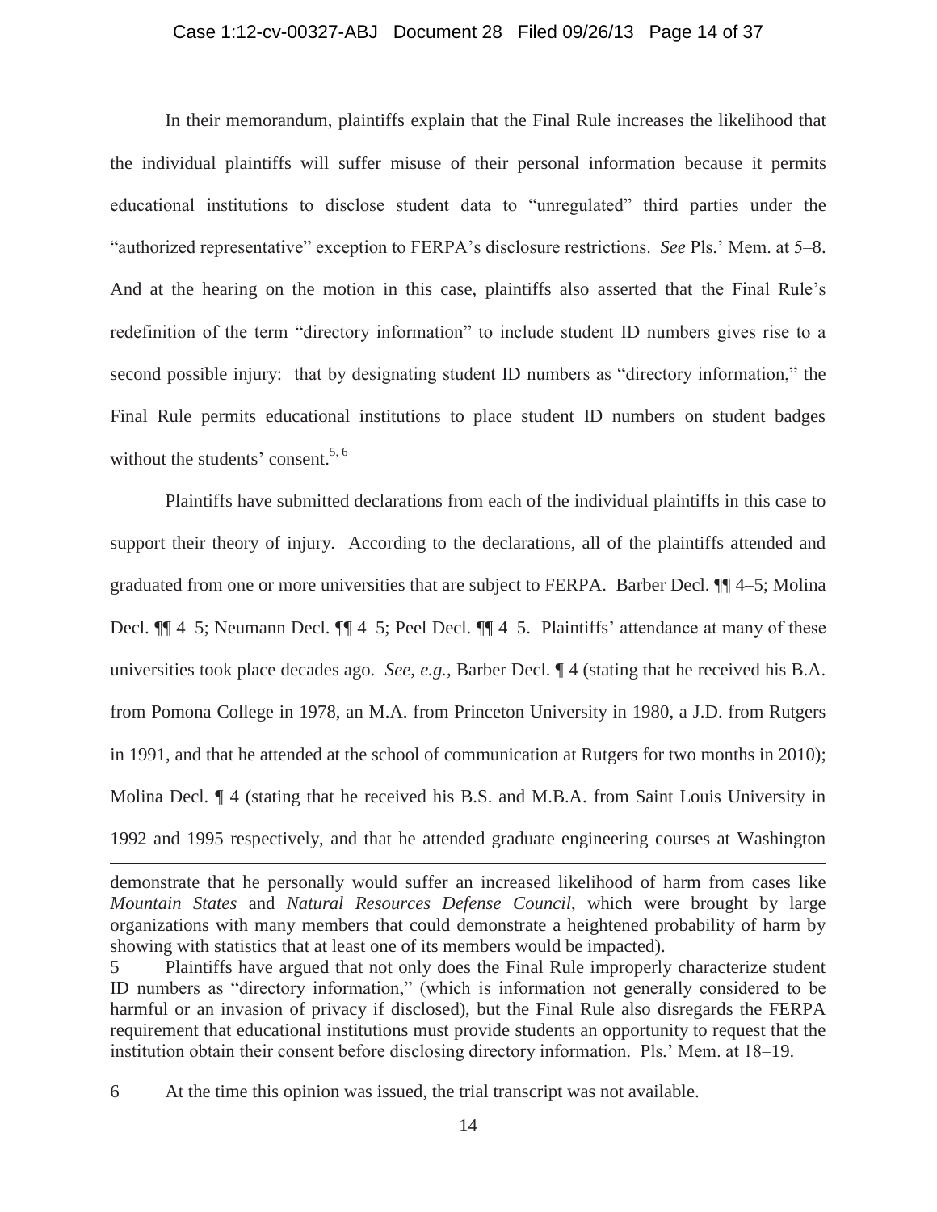In their memorandum, plaintiffs explain that the Final Rule increases the likelihood that the individual plaintiffs will suffer misuse of their personal information because it permits educational institutions to disclose student data to "unregulated" third parties under the "authorized representative" exception to FERPA's disclosure restrictions. *See* Pls.' Mem. at 5–8. And at the hearing on the motion in this case, plaintiffs also asserted that the Final Rule's redefinition of the term "directory information" to include student ID numbers gives rise to a second possible injury: that by designating student ID numbers as "directory information," the Final Rule permits educational institutions to place student ID numbers on student badges without the students' consent.[5, 6]

Plaintiffs have submitted declarations from each of the individual plaintiffs in this case to support their theory of injury. According to the declarations, all of the plaintiffs attended and graduated from one or more universities that are subject to FERPA. Barber Decl. ¶¶ 4–5; Molina Decl. ¶¶ 4–5; Neumann Decl. ¶¶ 4–5; Peel Decl. ¶¶ 4–5. Plaintiffs' attendance at many of these universities took place decades ago. *See, e.g.*, Barber Decl. ¶ 4 (stating that he received his B.A. from Pomona College in 1978, an M.A. from Princeton University in 1980, a J.D. from Rutgers in 1991, and that he attended at the school of communication at Rutgers for two months in 2010); Molina Decl. ¶ 4 (stating that he received his B.S. and M.B.A. from Saint Louis University in 1992 and 1995 respectively, and that he attended graduate engineering courses at Washington

---

demonstrate that he personally would suffer an increased likelihood of harm from cases like *Mountain States* and *Natural Resources Defense Council*, which were brought by large organizations with many members that could demonstrate a heightened probability of harm by showing with statistics that at least one of its members would be impacted).

5 Plaintiffs have argued that not only does the Final Rule improperly characterize student ID numbers as "directory information," (which is information not generally considered to be harmful or an invasion of privacy if disclosed), but the Final Rule also disregards the FERPA requirement that educational institutions must provide students an opportunity to request that the institution obtain their consent before disclosing directory information. Pls.' Mem. at 18–19.

6 At the time this opinion was issued, the trial transcript was not available.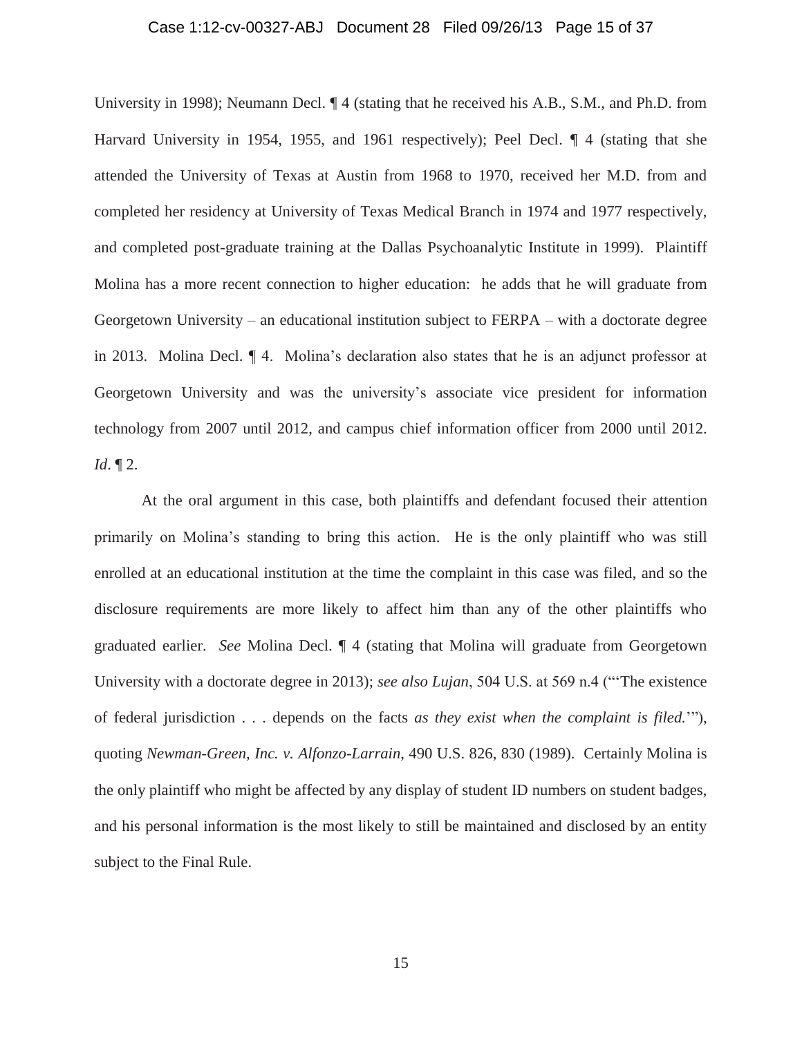University in 1998); Neumann Decl. ¶ 4 (stating that he received his A.B., S.M., and Ph.D. from Harvard University in 1954, 1955, and 1961 respectively); Peel Decl. ¶ 4 (stating that she attended the University of Texas at Austin from 1968 to 1970, received her M.D. from and completed her residency at University of Texas Medical Branch in 1974 and 1977 respectively, and completed post-graduate training at the Dallas Psychoanalytic Institute in 1999). Plaintiff Molina has a more recent connection to higher education: he adds that he will graduate from Georgetown University – an educational institution subject to FERPA – with a doctorate degree in 2013. Molina Decl. ¶ 4. Molina's declaration also states that he is an adjunct professor at Georgetown University and was the university's associate vice president for information technology from 2007 until 2012, and campus chief information officer from 2000 until 2012. *Id*. ¶ 2.

At the oral argument in this case, both plaintiffs and defendant focused their attention primarily on Molina's standing to bring this action. He is the only plaintiff who was still enrolled at an educational institution at the time the complaint in this case was filed, and so the disclosure requirements are more likely to affect him than any of the other plaintiffs who graduated earlier. *See* Molina Decl. ¶ 4 (stating that Molina will graduate from Georgetown University with a doctorate degree in 2013); *see also Lujan*, 504 U.S. at 569 n.4 ("'The existence of federal jurisdiction . . . depends on the facts *as they exist when the complaint is filed.*'"), quoting *Newman-Green, Inc. v. Alfonzo-Larrain*, 490 U.S. 826, 830 (1989). Certainly Molina is the only plaintiff who might be affected by any display of student ID numbers on student badges, and his personal information is the most likely to still be maintained and disclosed by an entity subject to the Final Rule.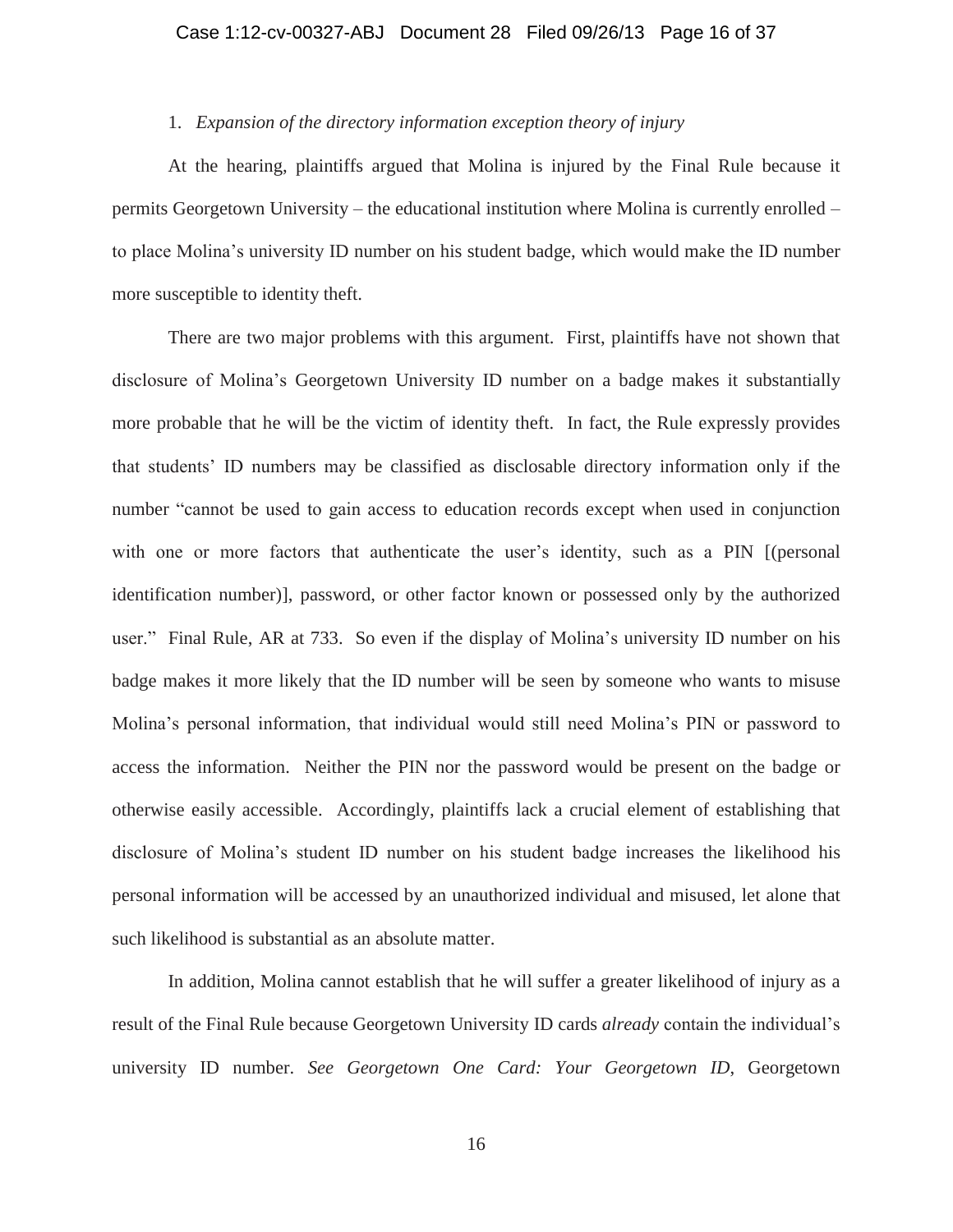1. *Expansion of the directory information exception theory of injury*

At the hearing, plaintiffs argued that Molina is injured by the Final Rule because it permits Georgetown University – the educational institution where Molina is currently enrolled – to place Molina's university ID number on his student badge, which would make the ID number more susceptible to identity theft.

There are two major problems with this argument. First, plaintiffs have not shown that disclosure of Molina's Georgetown University ID number on a badge makes it substantially more probable that he will be the victim of identity theft. In fact, the Rule expressly provides that students' ID numbers may be classified as disclosable directory information only if the number "cannot be used to gain access to education records except when used in conjunction with one or more factors that authenticate the user's identity, such as a PIN [(personal identification number)], password, or other factor known or possessed only by the authorized user." Final Rule, AR at 733. So even if the display of Molina's university ID number on his badge makes it more likely that the ID number will be seen by someone who wants to misuse Molina's personal information, that individual would still need Molina's PIN or password to access the information. Neither the PIN nor the password would be present on the badge or otherwise easily accessible. Accordingly, plaintiffs lack a crucial element of establishing that disclosure of Molina's student ID number on his student badge increases the likelihood his personal information will be accessed by an unauthorized individual and misused, let alone that such likelihood is substantial as an absolute matter.

In addition, Molina cannot establish that he will suffer a greater likelihood of injury as a result of the Final Rule because Georgetown University ID cards *already* contain the individual's university ID number. *See Georgetown One Card: Your Georgetown ID*, Georgetown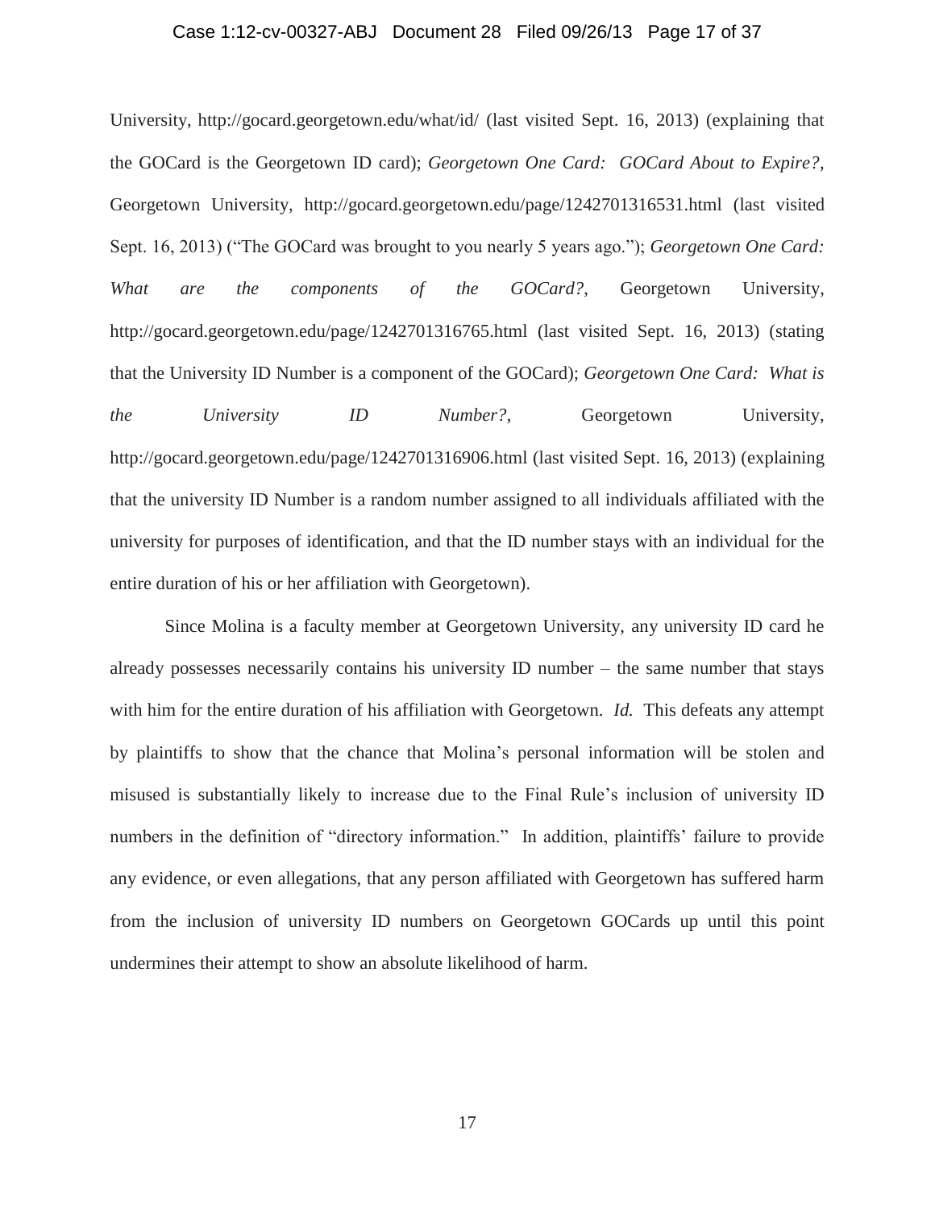University, http://gocard.georgetown.edu/what/id/ (last visited Sept. 16, 2013) (explaining that the GOCard is the Georgetown ID card); *Georgetown One Card: GOCard About to Expire?*, Georgetown University, http://gocard.georgetown.edu/page/1242701316531.html (last visited Sept. 16, 2013) ("The GOCard was brought to you nearly 5 years ago."); *Georgetown One Card: What are the components of the GOCard?*, Georgetown University, http://gocard.georgetown.edu/page/1242701316765.html (last visited Sept. 16, 2013) (stating that the University ID Number is a component of the GOCard); *Georgetown One Card: What is the University ID Number?*, Georgetown University, http://gocard.georgetown.edu/page/1242701316906.html (last visited Sept. 16, 2013) (explaining that the university ID Number is a random number assigned to all individuals affiliated with the university for purposes of identification, and that the ID number stays with an individual for the entire duration of his or her affiliation with Georgetown).

Since Molina is a faculty member at Georgetown University, any university ID card he already possesses necessarily contains his university ID number – the same number that stays with him for the entire duration of his affiliation with Georgetown. *Id.* This defeats any attempt by plaintiffs to show that the chance that Molina's personal information will be stolen and misused is substantially likely to increase due to the Final Rule's inclusion of university ID numbers in the definition of "directory information." In addition, plaintiffs' failure to provide any evidence, or even allegations, that any person affiliated with Georgetown has suffered harm from the inclusion of university ID numbers on Georgetown GOCards up until this point undermines their attempt to show an absolute likelihood of harm.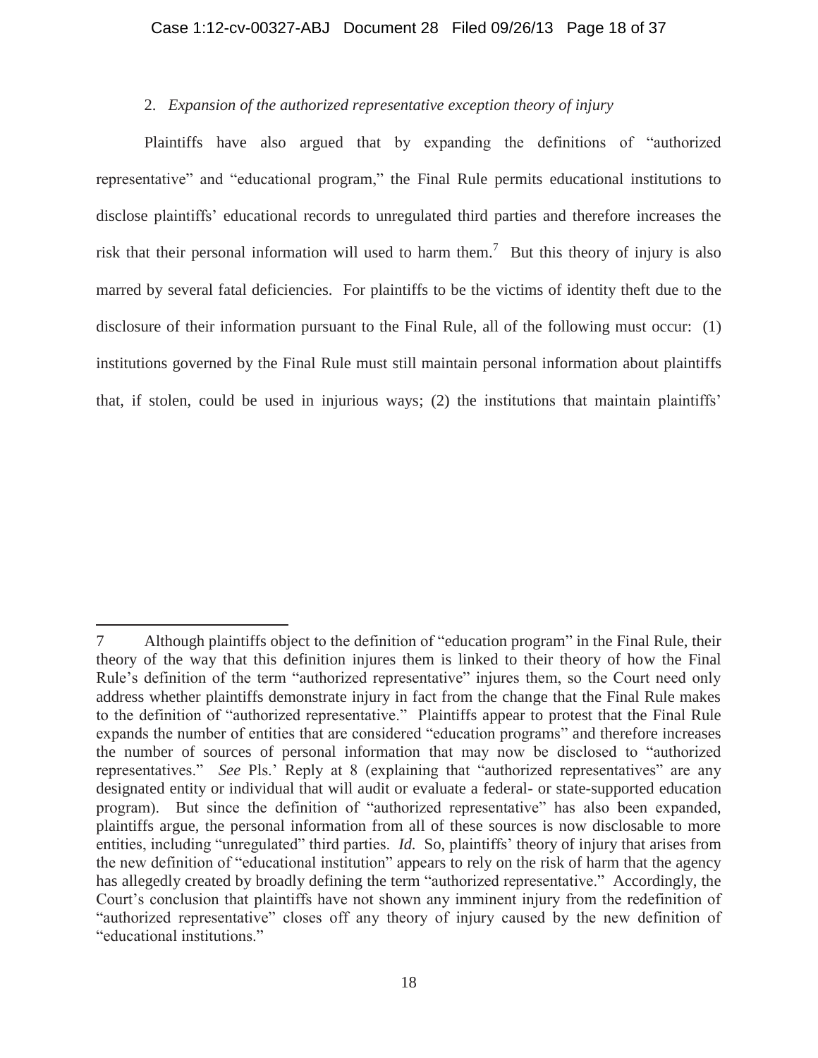2. *Expansion of the authorized representative exception theory of injury*

Plaintiffs have also argued that by expanding the definitions of "authorized representative" and "educational program," the Final Rule permits educational institutions to disclose plaintiffs' educational records to unregulated third parties and therefore increases the risk that their personal information will used to harm them.[7] But this theory of injury is also marred by several fatal deficiencies. For plaintiffs to be the victims of identity theft due to the disclosure of their information pursuant to the Final Rule, all of the following must occur: (1) institutions governed by the Final Rule must still maintain personal information about plaintiffs that, if stolen, could be used in injurious ways; (2) the institutions that maintain plaintiffs'

---

7 Although plaintiffs object to the definition of "education program" in the Final Rule, their theory of the way that this definition injures them is linked to their theory of how the Final Rule's definition of the term "authorized representative" injures them, so the Court need only address whether plaintiffs demonstrate injury in fact from the change that the Final Rule makes to the definition of "authorized representative." Plaintiffs appear to protest that the Final Rule expands the number of entities that are considered "education programs" and therefore increases the number of sources of personal information that may now be disclosed to "authorized representatives." *See* Pls.' Reply at 8 (explaining that "authorized representatives" are any designated entity or individual that will audit or evaluate a federal- or state-supported education program). But since the definition of "authorized representative" has also been expanded, plaintiffs argue, the personal information from all of these sources is now disclosable to more entities, including "unregulated" third parties. *Id.* So, plaintiffs' theory of injury that arises from the new definition of "educational institution" appears to rely on the risk of harm that the agency has allegedly created by broadly defining the term "authorized representative." Accordingly, the Court's conclusion that plaintiffs have not shown any imminent injury from the redefinition of "authorized representative" closes off any theory of injury caused by the new definition of "educational institutions."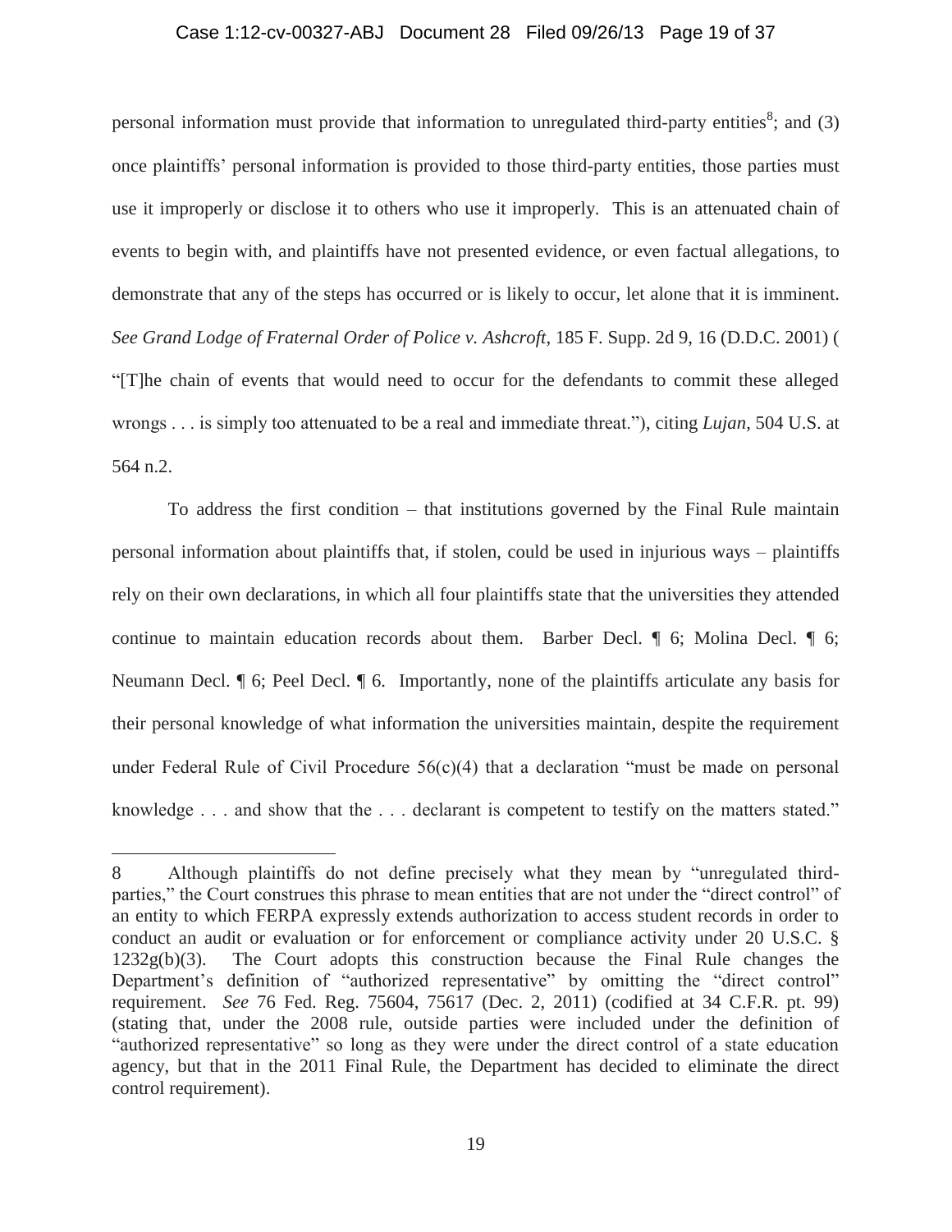personal information must provide that information to unregulated third-party entities[8]; and (3) once plaintiffs' personal information is provided to those third-party entities, those parties must use it improperly or disclose it to others who use it improperly. This is an attenuated chain of events to begin with, and plaintiffs have not presented evidence, or even factual allegations, to demonstrate that any of the steps has occurred or is likely to occur, let alone that it is imminent. *See Grand Lodge of Fraternal Order of Police v. Ashcroft*, 185 F. Supp. 2d 9, 16 (D.D.C. 2001) ( "[T]he chain of events that would need to occur for the defendants to commit these alleged wrongs . . . is simply too attenuated to be a real and immediate threat."), citing *Lujan*, 504 U.S. at 564 n.2.

To address the first condition – that institutions governed by the Final Rule maintain personal information about plaintiffs that, if stolen, could be used in injurious ways – plaintiffs rely on their own declarations, in which all four plaintiffs state that the universities they attended continue to maintain education records about them. Barber Decl. ¶ 6; Molina Decl. ¶ 6; Neumann Decl. ¶ 6; Peel Decl. ¶ 6. Importantly, none of the plaintiffs articulate any basis for their personal knowledge of what information the universities maintain, despite the requirement under Federal Rule of Civil Procedure 56(c)(4) that a declaration "must be made on personal knowledge . . . and show that the . . . declarant is competent to testify on the matters stated."

---

8 Although plaintiffs do not define precisely what they mean by "unregulated third-parties," the Court construes this phrase to mean entities that are not under the "direct control" of an entity to which FERPA expressly extends authorization to access student records in order to conduct an audit or evaluation or for enforcement or compliance activity under 20 U.S.C. § 1232g(b)(3). The Court adopts this construction because the Final Rule changes the Department's definition of "authorized representative" by omitting the "direct control" requirement. *See* 76 Fed. Reg. 75604, 75617 (Dec. 2, 2011) (codified at 34 C.F.R. pt. 99) (stating that, under the 2008 rule, outside parties were included under the definition of "authorized representative" so long as they were under the direct control of a state education agency, but that in the 2011 Final Rule, the Department has decided to eliminate the direct control requirement).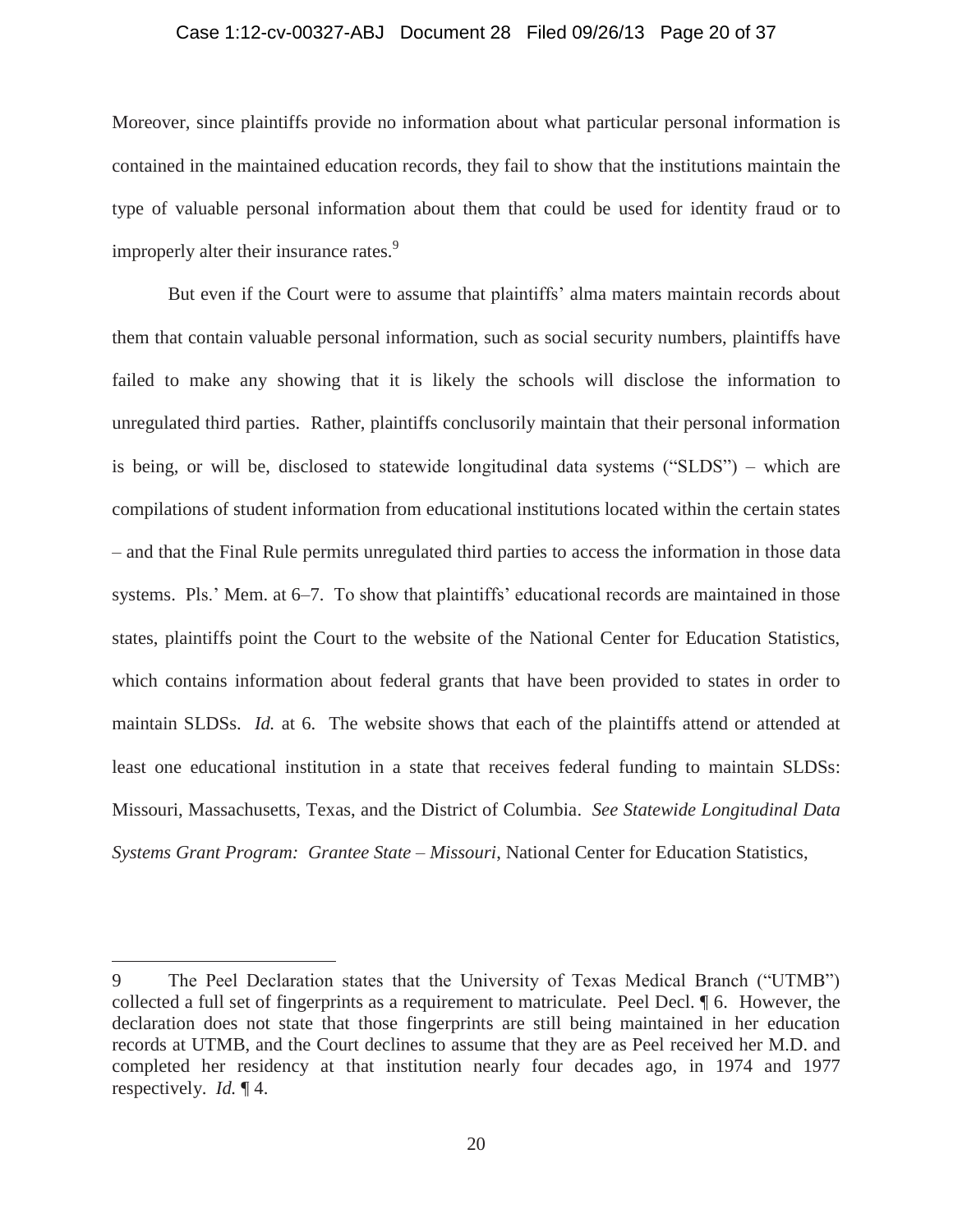Moreover, since plaintiffs provide no information about what particular personal information is contained in the maintained education records, they fail to show that the institutions maintain the type of valuable personal information about them that could be used for identity fraud or to improperly alter their insurance rates.[9]

But even if the Court were to assume that plaintiffs' alma maters maintain records about them that contain valuable personal information, such as social security numbers, plaintiffs have failed to make any showing that it is likely the schools will disclose the information to unregulated third parties. Rather, plaintiffs conclusorily maintain that their personal information is being, or will be, disclosed to statewide longitudinal data systems ("SLDS") – which are compilations of student information from educational institutions located within the certain states – and that the Final Rule permits unregulated third parties to access the information in those data systems. Pls.' Mem. at 6–7. To show that plaintiffs' educational records are maintained in those states, plaintiffs point the Court to the website of the National Center for Education Statistics, which contains information about federal grants that have been provided to states in order to maintain SLDSs. *Id.* at 6. The website shows that each of the plaintiffs attend or attended at least one educational institution in a state that receives federal funding to maintain SLDSs: Missouri, Massachusetts, Texas, and the District of Columbia. *See Statewide Longitudinal Data Systems Grant Program: Grantee State – Missouri*, National Center for Education Statistics,

---

9 The Peel Declaration states that the University of Texas Medical Branch ("UTMB") collected a full set of fingerprints as a requirement to matriculate. Peel Decl. ¶ 6. However, the declaration does not state that those fingerprints are still being maintained in her education records at UTMB, and the Court declines to assume that they are as Peel received her M.D. and completed her residency at that institution nearly four decades ago, in 1974 and 1977 respectively. *Id.* ¶ 4.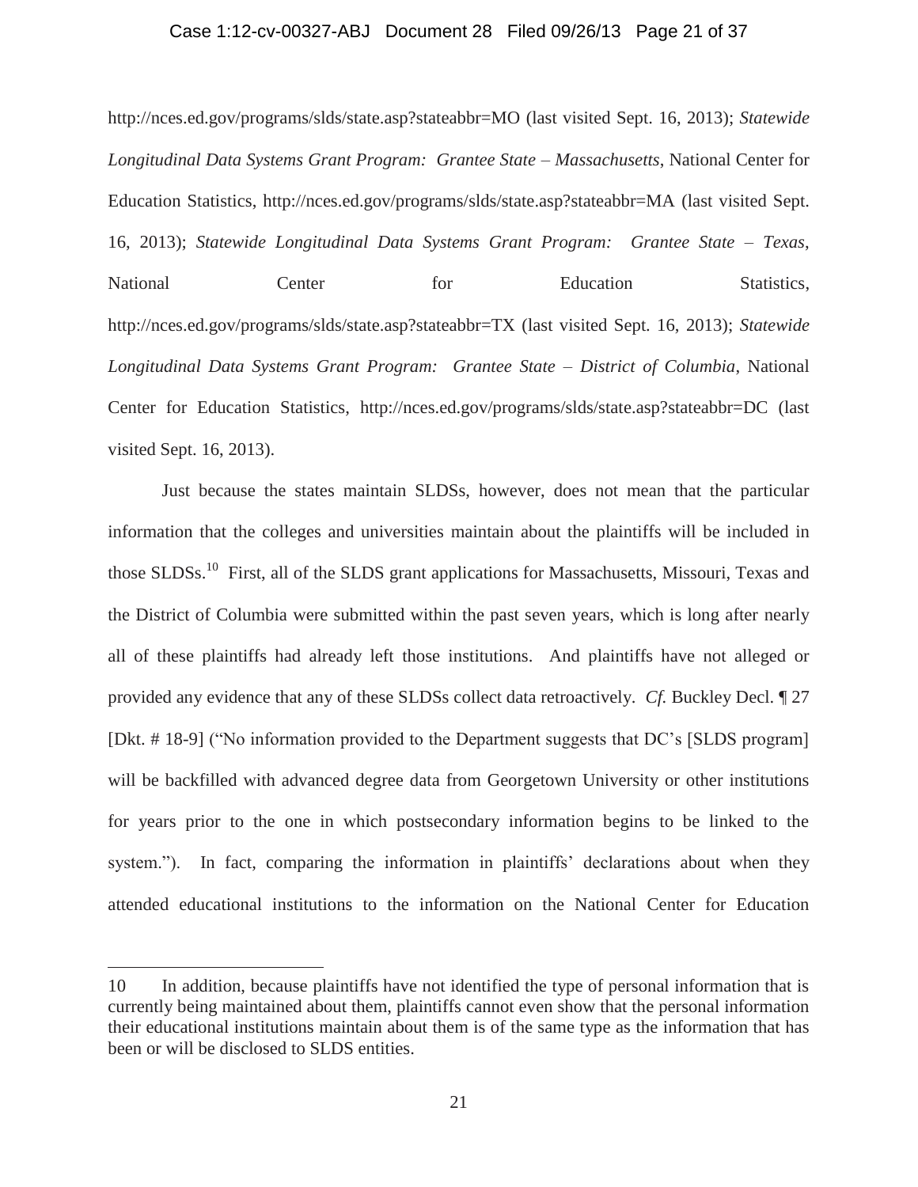http://nces.ed.gov/programs/slds/state.asp?stateabbr=MO (last visited Sept. 16, 2013); *Statewide Longitudinal Data Systems Grant Program: Grantee State – Massachusetts*, National Center for Education Statistics, http://nces.ed.gov/programs/slds/state.asp?stateabbr=MA (last visited Sept. 16, 2013); *Statewide Longitudinal Data Systems Grant Program: Grantee State – Texas*, National Center for Education Statistics, http://nces.ed.gov/programs/slds/state.asp?stateabbr=TX (last visited Sept. 16, 2013); *Statewide Longitudinal Data Systems Grant Program: Grantee State – District of Columbia*, National Center for Education Statistics, http://nces.ed.gov/programs/slds/state.asp?stateabbr=DC (last visited Sept. 16, 2013).

Just because the states maintain SLDSs, however, does not mean that the particular information that the colleges and universities maintain about the plaintiffs will be included in those SLDSs.[10] First, all of the SLDS grant applications for Massachusetts, Missouri, Texas and the District of Columbia were submitted within the past seven years, which is long after nearly all of these plaintiffs had already left those institutions. And plaintiffs have not alleged or provided any evidence that any of these SLDSs collect data retroactively. *Cf.* Buckley Decl. ¶ 27 [Dkt. # 18-9] ("No information provided to the Department suggests that DC's [SLDS program] will be backfilled with advanced degree data from Georgetown University or other institutions for years prior to the one in which postsecondary information begins to be linked to the system."). In fact, comparing the information in plaintiffs' declarations about when they attended educational institutions to the information on the National Center for Education

---

10 In addition, because plaintiffs have not identified the type of personal information that is currently being maintained about them, plaintiffs cannot even show that the personal information their educational institutions maintain about them is of the same type as the information that has been or will be disclosed to SLDS entities.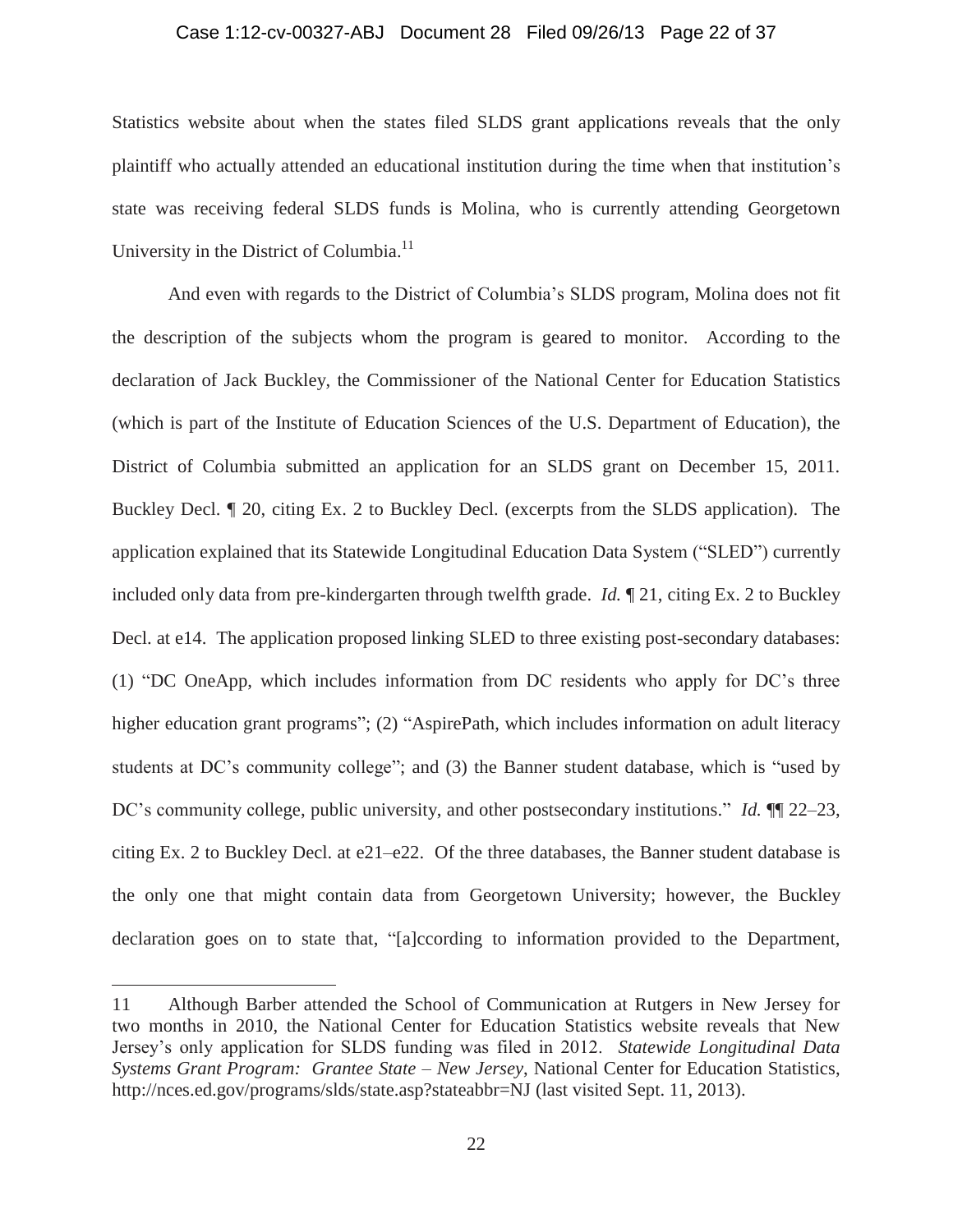Statistics website about when the states filed SLDS grant applications reveals that the only plaintiff who actually attended an educational institution during the time when that institution's state was receiving federal SLDS funds is Molina, who is currently attending Georgetown University in the District of Columbia.[11]

And even with regards to the District of Columbia's SLDS program, Molina does not fit the description of the subjects whom the program is geared to monitor. According to the declaration of Jack Buckley, the Commissioner of the National Center for Education Statistics (which is part of the Institute of Education Sciences of the U.S. Department of Education), the District of Columbia submitted an application for an SLDS grant on December 15, 2011. Buckley Decl. ¶ 20, citing Ex. 2 to Buckley Decl. (excerpts from the SLDS application). The application explained that its Statewide Longitudinal Education Data System ("SLED") currently included only data from pre-kindergarten through twelfth grade. *Id.* ¶ 21, citing Ex. 2 to Buckley Decl. at e14. The application proposed linking SLED to three existing post-secondary databases: (1) "DC OneApp, which includes information from DC residents who apply for DC's three higher education grant programs"; (2) "AspirePath, which includes information on adult literacy students at DC's community college"; and (3) the Banner student database, which is "used by DC's community college, public university, and other postsecondary institutions." *Id.* ¶¶ 22–23, citing Ex. 2 to Buckley Decl. at e21–e22. Of the three databases, the Banner student database is the only one that might contain data from Georgetown University; however, the Buckley declaration goes on to state that, "[a]ccording to information provided to the Department,

---

11 Although Barber attended the School of Communication at Rutgers in New Jersey for two months in 2010, the National Center for Education Statistics website reveals that New Jersey's only application for SLDS funding was filed in 2012. *Statewide Longitudinal Data Systems Grant Program: Grantee State – New Jersey*, National Center for Education Statistics, http://nces.ed.gov/programs/slds/state.asp?stateabbr=NJ (last visited Sept. 11, 2013).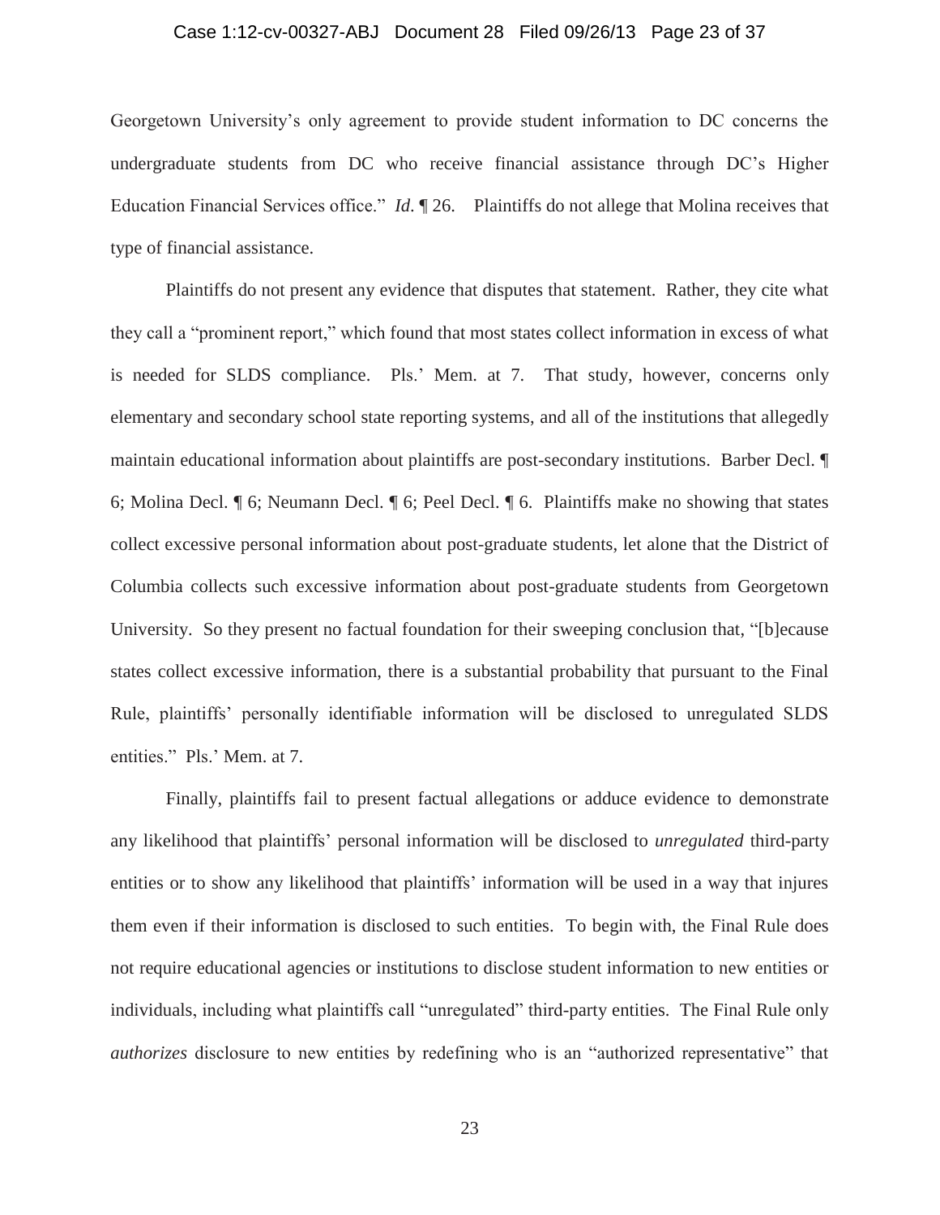Georgetown University's only agreement to provide student information to DC concerns the undergraduate students from DC who receive financial assistance through DC's Higher Education Financial Services office." *Id*. ¶ 26. Plaintiffs do not allege that Molina receives that type of financial assistance.

Plaintiffs do not present any evidence that disputes that statement. Rather, they cite what they call a "prominent report," which found that most states collect information in excess of what is needed for SLDS compliance. Pls.' Mem. at 7. That study, however, concerns only elementary and secondary school state reporting systems, and all of the institutions that allegedly maintain educational information about plaintiffs are post-secondary institutions. Barber Decl. ¶ 6; Molina Decl. ¶ 6; Neumann Decl. ¶ 6; Peel Decl. ¶ 6. Plaintiffs make no showing that states collect excessive personal information about post-graduate students, let alone that the District of Columbia collects such excessive information about post-graduate students from Georgetown University. So they present no factual foundation for their sweeping conclusion that, "[b]ecause states collect excessive information, there is a substantial probability that pursuant to the Final Rule, plaintiffs' personally identifiable information will be disclosed to unregulated SLDS entities." Pls.' Mem. at 7.

Finally, plaintiffs fail to present factual allegations or adduce evidence to demonstrate any likelihood that plaintiffs' personal information will be disclosed to *unregulated* third-party entities or to show any likelihood that plaintiffs' information will be used in a way that injures them even if their information is disclosed to such entities. To begin with, the Final Rule does not require educational agencies or institutions to disclose student information to new entities or individuals, including what plaintiffs call "unregulated" third-party entities. The Final Rule only *authorizes* disclosure to new entities by redefining who is an "authorized representative" that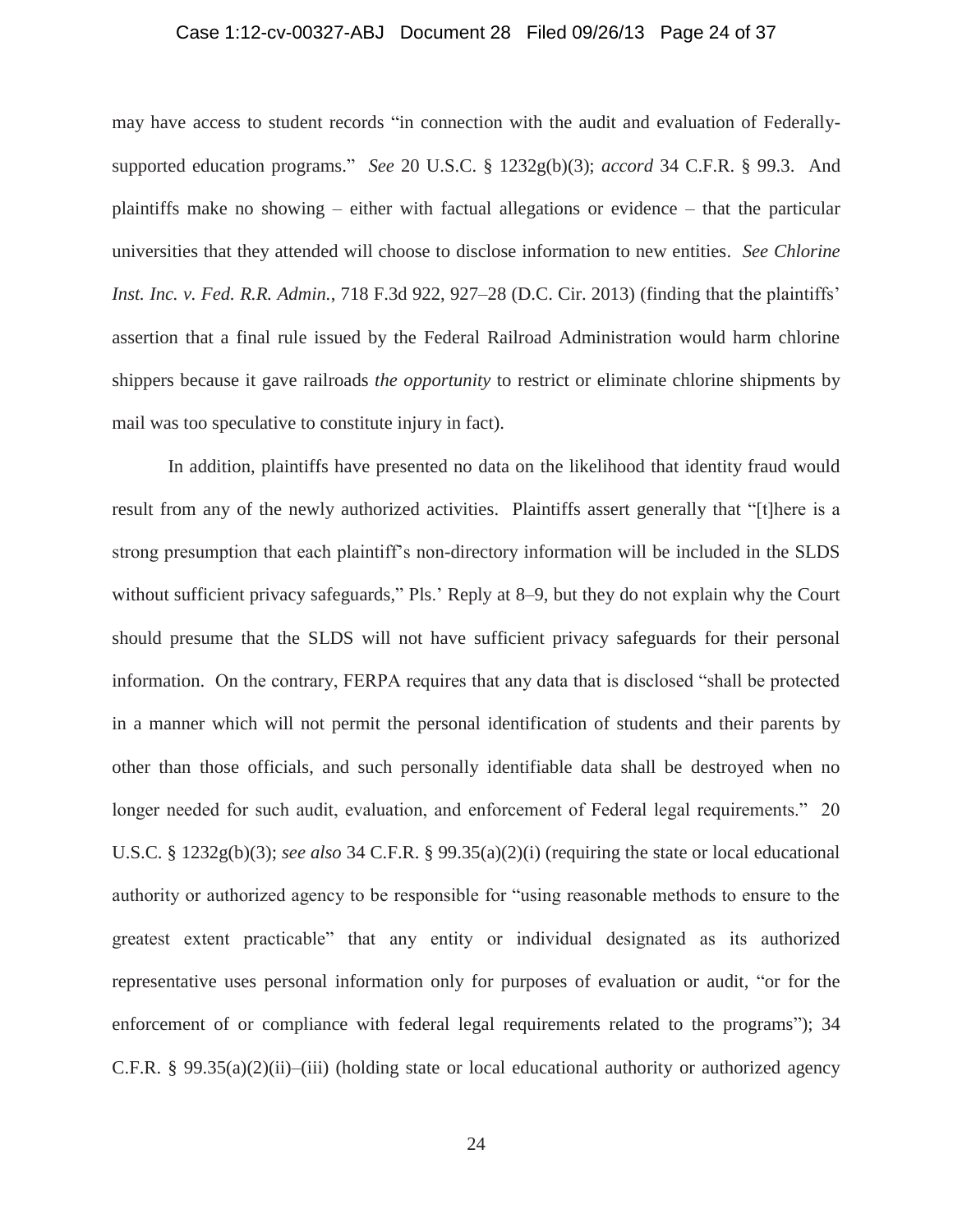may have access to student records "in connection with the audit and evaluation of Federally-supported education programs." *See* 20 U.S.C. § 1232g(b)(3); *accord* 34 C.F.R. § 99.3. And plaintiffs make no showing – either with factual allegations or evidence – that the particular universities that they attended will choose to disclose information to new entities. *See Chlorine Inst. Inc. v. Fed. R.R. Admin.*, 718 F.3d 922, 927–28 (D.C. Cir. 2013) (finding that the plaintiffs' assertion that a final rule issued by the Federal Railroad Administration would harm chlorine shippers because it gave railroads *the opportunity* to restrict or eliminate chlorine shipments by mail was too speculative to constitute injury in fact).

In addition, plaintiffs have presented no data on the likelihood that identity fraud would result from any of the newly authorized activities. Plaintiffs assert generally that "[t]here is a strong presumption that each plaintiff's non-directory information will be included in the SLDS without sufficient privacy safeguards," Pls.' Reply at 8–9, but they do not explain why the Court should presume that the SLDS will not have sufficient privacy safeguards for their personal information. On the contrary, FERPA requires that any data that is disclosed "shall be protected in a manner which will not permit the personal identification of students and their parents by other than those officials, and such personally identifiable data shall be destroyed when no longer needed for such audit, evaluation, and enforcement of Federal legal requirements." 20 U.S.C. § 1232g(b)(3); *see also* 34 C.F.R. § 99.35(a)(2)(i) (requiring the state or local educational authority or authorized agency to be responsible for "using reasonable methods to ensure to the greatest extent practicable" that any entity or individual designated as its authorized representative uses personal information only for purposes of evaluation or audit, "or for the enforcement of or compliance with federal legal requirements related to the programs"); 34 C.F.R. § 99.35(a)(2)(ii)–(iii) (holding state or local educational authority or authorized agency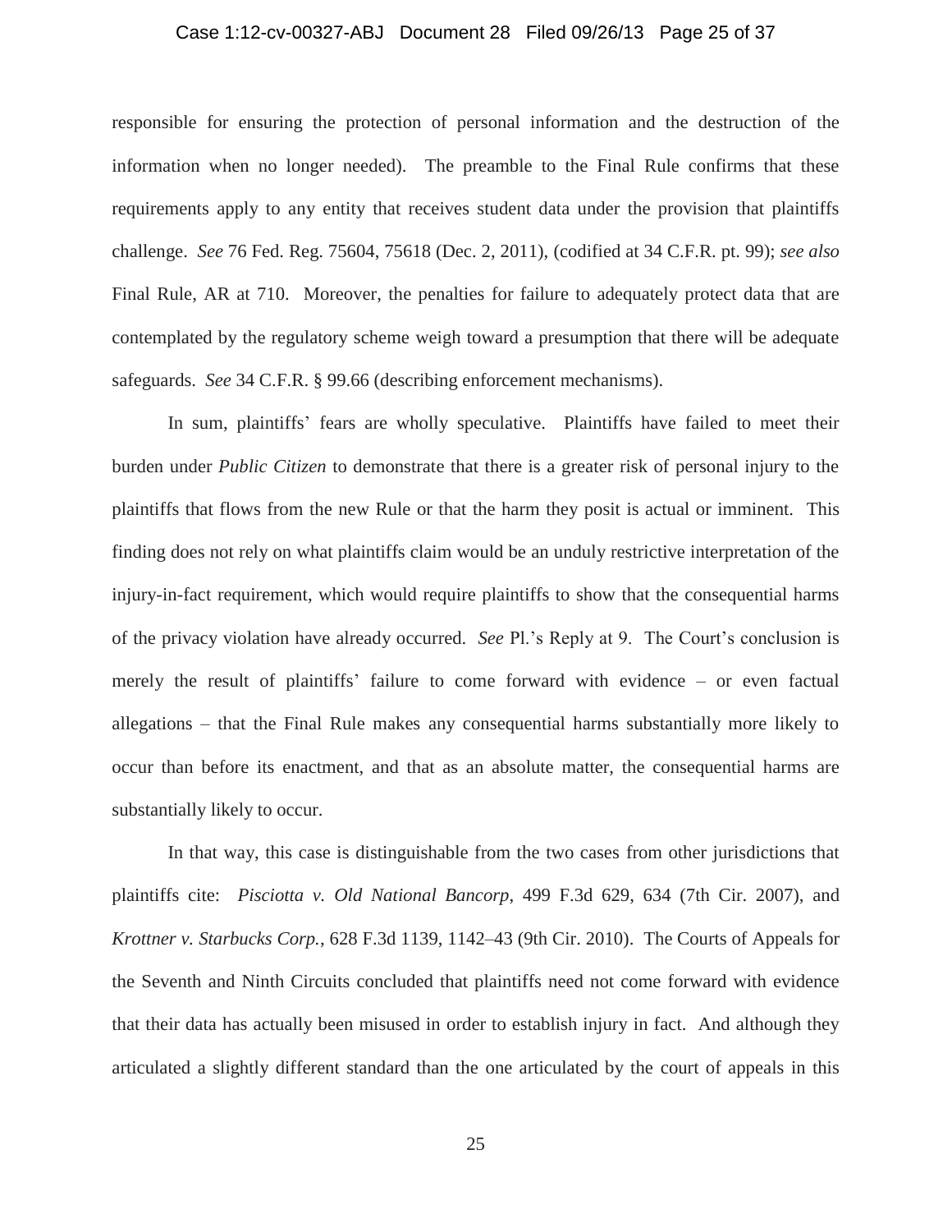responsible for ensuring the protection of personal information and the destruction of the information when no longer needed). The preamble to the Final Rule confirms that these requirements apply to any entity that receives student data under the provision that plaintiffs challenge. *See* 76 Fed. Reg. 75604, 75618 (Dec. 2, 2011), (codified at 34 C.F.R. pt. 99); *see also* Final Rule, AR at 710. Moreover, the penalties for failure to adequately protect data that are contemplated by the regulatory scheme weigh toward a presumption that there will be adequate safeguards. *See* 34 C.F.R. § 99.66 (describing enforcement mechanisms).

In sum, plaintiffs' fears are wholly speculative. Plaintiffs have failed to meet their burden under *Public Citizen* to demonstrate that there is a greater risk of personal injury to the plaintiffs that flows from the new Rule or that the harm they posit is actual or imminent. This finding does not rely on what plaintiffs claim would be an unduly restrictive interpretation of the injury-in-fact requirement, which would require plaintiffs to show that the consequential harms of the privacy violation have already occurred. *See* Pl.'s Reply at 9. The Court's conclusion is merely the result of plaintiffs' failure to come forward with evidence – or even factual allegations – that the Final Rule makes any consequential harms substantially more likely to occur than before its enactment, and that as an absolute matter, the consequential harms are substantially likely to occur.

In that way, this case is distinguishable from the two cases from other jurisdictions that plaintiffs cite: *Pisciotta v. Old National Bancorp*, 499 F.3d 629, 634 (7th Cir. 2007), and *Krottner v. Starbucks Corp.*, 628 F.3d 1139, 1142–43 (9th Cir. 2010). The Courts of Appeals for the Seventh and Ninth Circuits concluded that plaintiffs need not come forward with evidence that their data has actually been misused in order to establish injury in fact. And although they articulated a slightly different standard than the one articulated by the court of appeals in this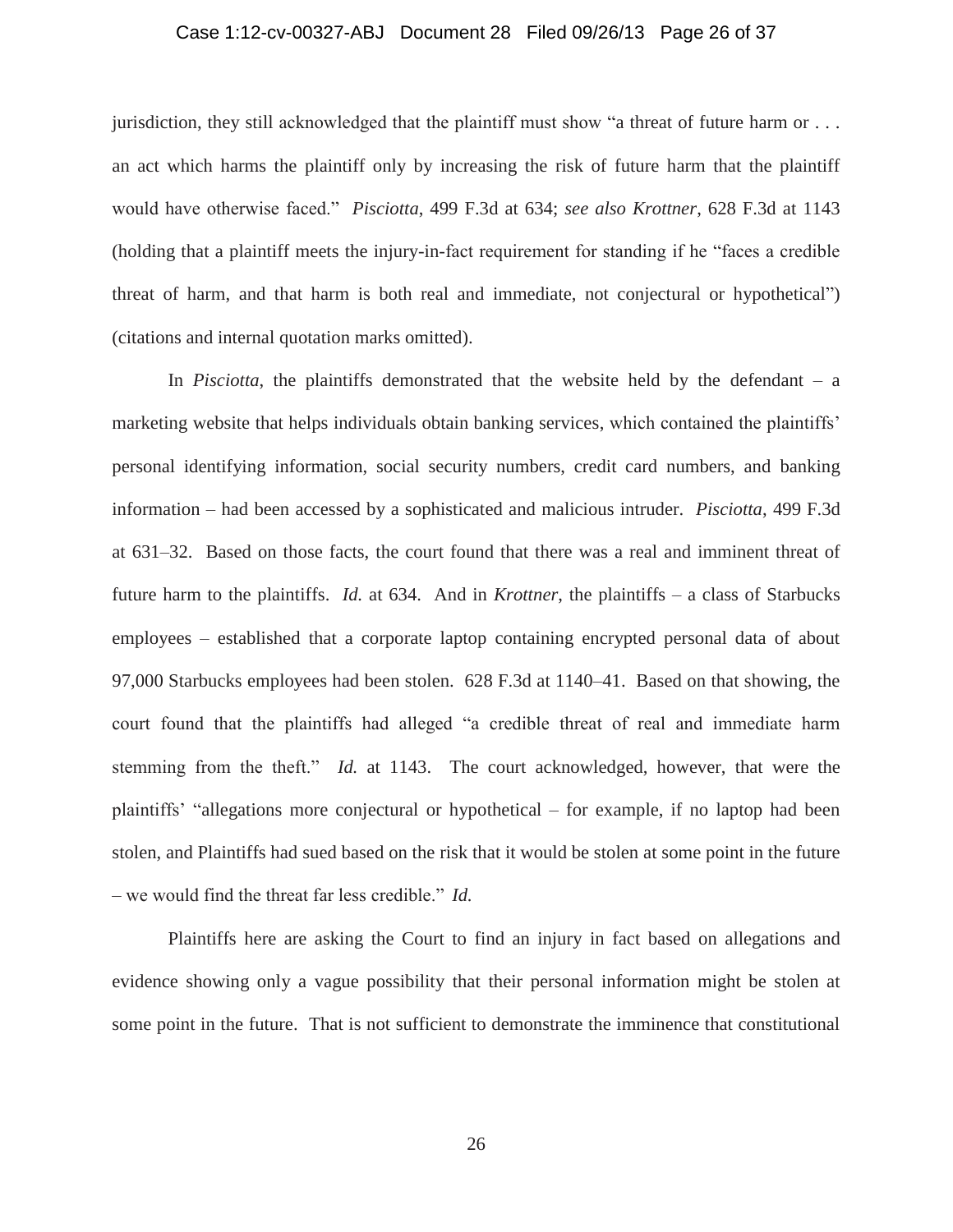jurisdiction, they still acknowledged that the plaintiff must show "a threat of future harm or . . . an act which harms the plaintiff only by increasing the risk of future harm that the plaintiff would have otherwise faced." *Pisciotta*, 499 F.3d at 634; *see also Krottner*, 628 F.3d at 1143 (holding that a plaintiff meets the injury-in-fact requirement for standing if he "faces a credible threat of harm, and that harm is both real and immediate, not conjectural or hypothetical") (citations and internal quotation marks omitted).

In *Pisciotta*, the plaintiffs demonstrated that the website held by the defendant – a marketing website that helps individuals obtain banking services, which contained the plaintiffs' personal identifying information, social security numbers, credit card numbers, and banking information – had been accessed by a sophisticated and malicious intruder. *Pisciotta*, 499 F.3d at 631–32. Based on those facts, the court found that there was a real and imminent threat of future harm to the plaintiffs. *Id.* at 634. And in *Krottner*, the plaintiffs – a class of Starbucks employees – established that a corporate laptop containing encrypted personal data of about 97,000 Starbucks employees had been stolen. 628 F.3d at 1140–41. Based on that showing, the court found that the plaintiffs had alleged "a credible threat of real and immediate harm stemming from the theft." *Id.* at 1143. The court acknowledged, however, that were the plaintiffs' "allegations more conjectural or hypothetical – for example, if no laptop had been stolen, and Plaintiffs had sued based on the risk that it would be stolen at some point in the future – we would find the threat far less credible." *Id.*

Plaintiffs here are asking the Court to find an injury in fact based on allegations and evidence showing only a vague possibility that their personal information might be stolen at some point in the future. That is not sufficient to demonstrate the imminence that constitutional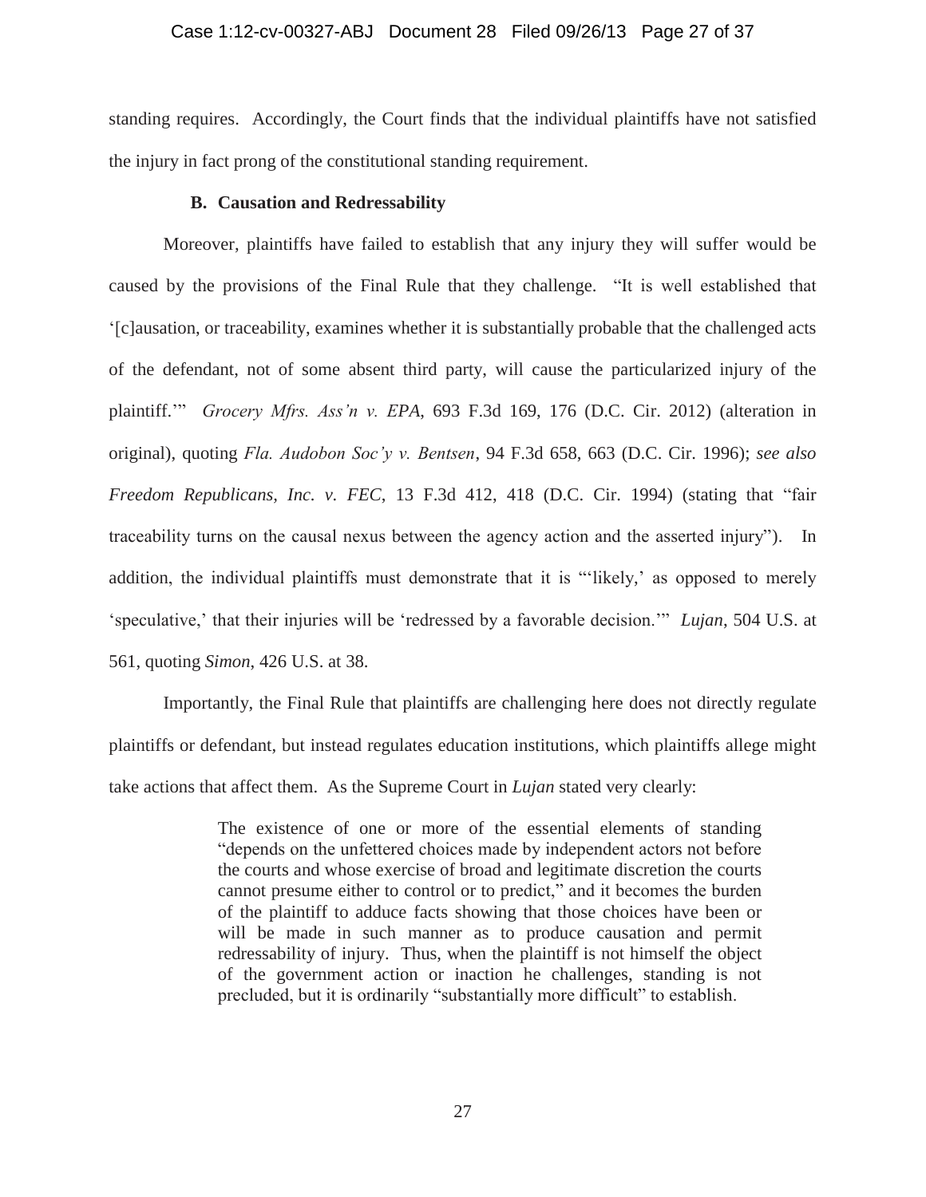standing requires. Accordingly, the Court finds that the individual plaintiffs have not satisfied the injury in fact prong of the constitutional standing requirement.

### B. Causation and Redressability

Moreover, plaintiffs have failed to establish that any injury they will suffer would be caused by the provisions of the Final Rule that they challenge. "It is well established that '[c]ausation, or traceability, examines whether it is substantially probable that the challenged acts of the defendant, not of some absent third party, will cause the particularized injury of the plaintiff.'" *Grocery Mfrs. Ass'n v. EPA*, 693 F.3d 169, 176 (D.C. Cir. 2012) (alteration in original), quoting *Fla. Audobon Soc'y v. Bentsen*, 94 F.3d 658, 663 (D.C. Cir. 1996); *see also Freedom Republicans, Inc. v. FEC*, 13 F.3d 412, 418 (D.C. Cir. 1994) (stating that "fair traceability turns on the causal nexus between the agency action and the asserted injury"). In addition, the individual plaintiffs must demonstrate that it is "'likely,' as opposed to merely 'speculative,' that their injuries will be 'redressed by a favorable decision.'" *Lujan*, 504 U.S. at 561, quoting *Simon*, 426 U.S. at 38.

Importantly, the Final Rule that plaintiffs are challenging here does not directly regulate plaintiffs or defendant, but instead regulates education institutions, which plaintiffs allege might take actions that affect them. As the Supreme Court in *Lujan* stated very clearly:

> The existence of one or more of the essential elements of standing "depends on the unfettered choices made by independent actors not before the courts and whose exercise of broad and legitimate discretion the courts cannot presume either to control or to predict," and it becomes the burden of the plaintiff to adduce facts showing that those choices have been or will be made in such manner as to produce causation and permit redressability of injury. Thus, when the plaintiff is not himself the object of the government action or inaction he challenges, standing is not precluded, but it is ordinarily "substantially more difficult" to establish.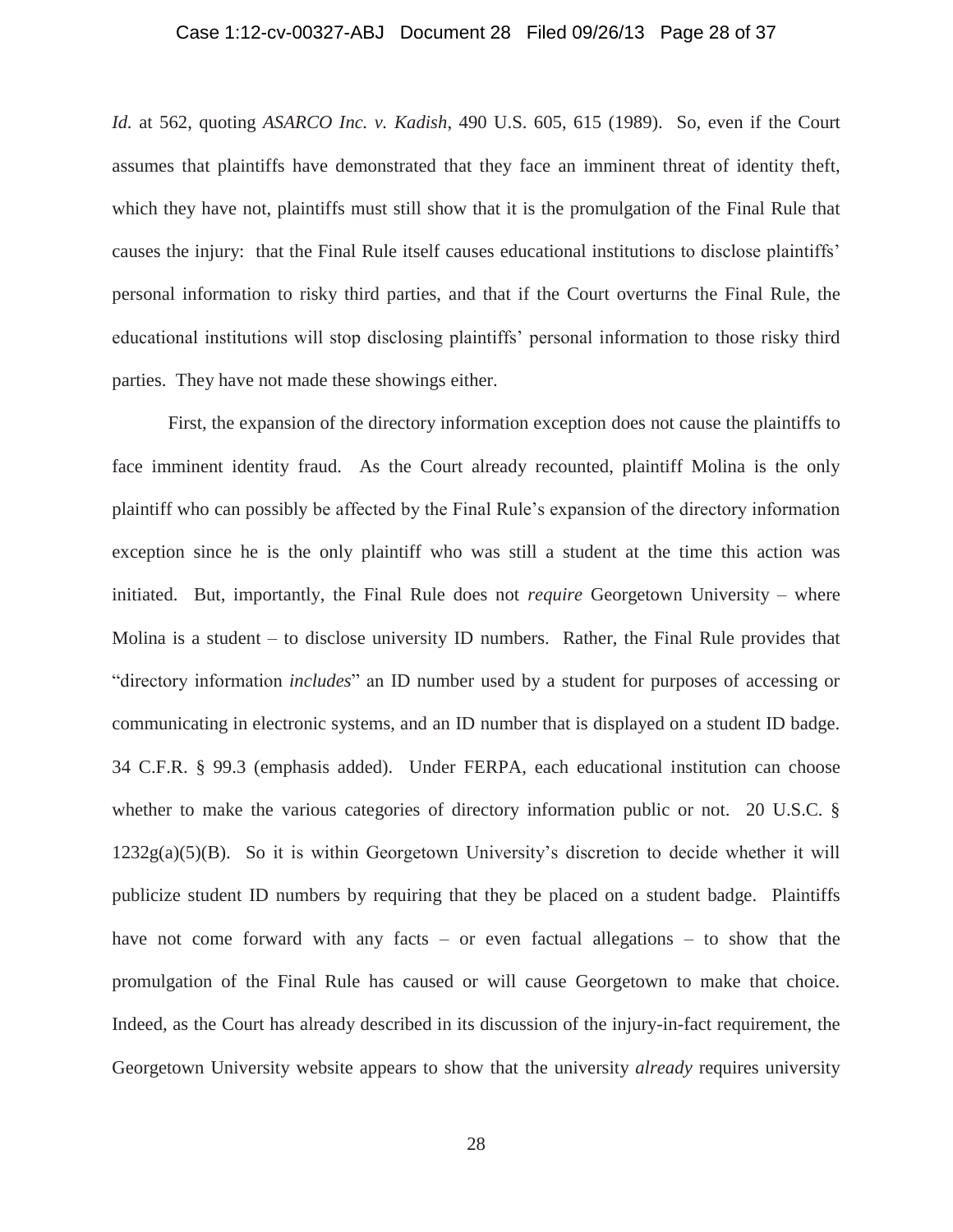*Id.* at 562, quoting *ASARCO Inc. v. Kadish*, 490 U.S. 605, 615 (1989). So, even if the Court assumes that plaintiffs have demonstrated that they face an imminent threat of identity theft, which they have not, plaintiffs must still show that it is the promulgation of the Final Rule that causes the injury: that the Final Rule itself causes educational institutions to disclose plaintiffs' personal information to risky third parties, and that if the Court overturns the Final Rule, the educational institutions will stop disclosing plaintiffs' personal information to those risky third parties. They have not made these showings either.

First, the expansion of the directory information exception does not cause the plaintiffs to face imminent identity fraud. As the Court already recounted, plaintiff Molina is the only plaintiff who can possibly be affected by the Final Rule's expansion of the directory information exception since he is the only plaintiff who was still a student at the time this action was initiated. But, importantly, the Final Rule does not *require* Georgetown University – where Molina is a student – to disclose university ID numbers. Rather, the Final Rule provides that "directory information *includes*" an ID number used by a student for purposes of accessing or communicating in electronic systems, and an ID number that is displayed on a student ID badge. 34 C.F.R. § 99.3 (emphasis added). Under FERPA, each educational institution can choose whether to make the various categories of directory information public or not. 20 U.S.C. § 1232g(a)(5)(B). So it is within Georgetown University's discretion to decide whether it will publicize student ID numbers by requiring that they be placed on a student badge. Plaintiffs have not come forward with any facts – or even factual allegations – to show that the promulgation of the Final Rule has caused or will cause Georgetown to make that choice. Indeed, as the Court has already described in its discussion of the injury-in-fact requirement, the Georgetown University website appears to show that the university *already* requires university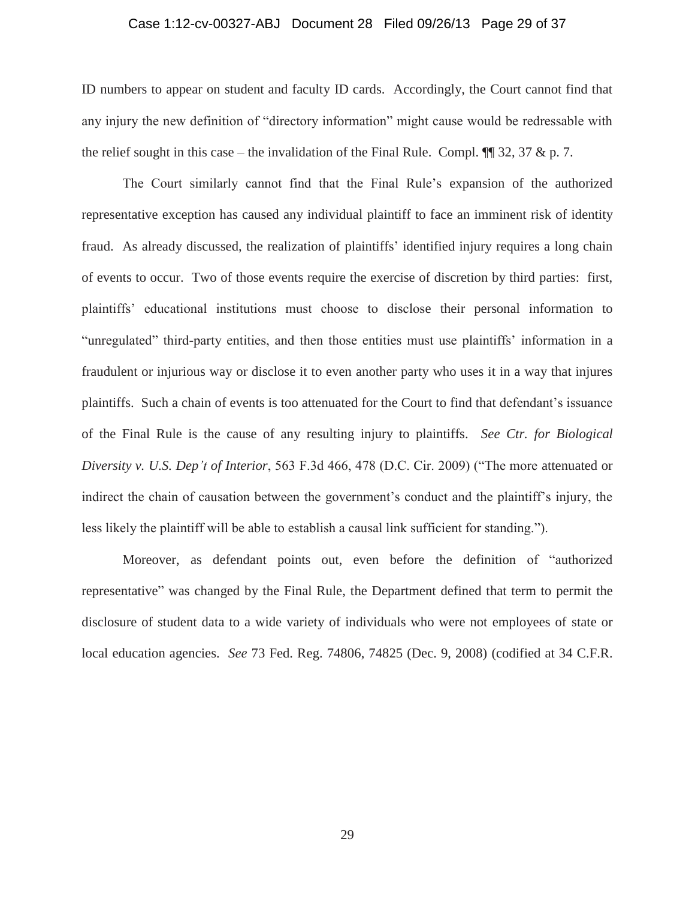ID numbers to appear on student and faculty ID cards. Accordingly, the Court cannot find that any injury the new definition of "directory information" might cause would be redressable with the relief sought in this case – the invalidation of the Final Rule. Compl. ¶¶ 32, 37 & p. 7.

The Court similarly cannot find that the Final Rule's expansion of the authorized representative exception has caused any individual plaintiff to face an imminent risk of identity fraud. As already discussed, the realization of plaintiffs' identified injury requires a long chain of events to occur. Two of those events require the exercise of discretion by third parties: first, plaintiffs' educational institutions must choose to disclose their personal information to "unregulated" third-party entities, and then those entities must use plaintiffs' information in a fraudulent or injurious way or disclose it to even another party who uses it in a way that injures plaintiffs. Such a chain of events is too attenuated for the Court to find that defendant's issuance of the Final Rule is the cause of any resulting injury to plaintiffs. *See Ctr. for Biological Diversity v. U.S. Dep't of Interior*, 563 F.3d 466, 478 (D.C. Cir. 2009) ("The more attenuated or indirect the chain of causation between the government's conduct and the plaintiff's injury, the less likely the plaintiff will be able to establish a causal link sufficient for standing.").

Moreover, as defendant points out, even before the definition of "authorized representative" was changed by the Final Rule, the Department defined that term to permit the disclosure of student data to a wide variety of individuals who were not employees of state or local education agencies. *See* 73 Fed. Reg. 74806, 74825 (Dec. 9, 2008) (codified at 34 C.F.R.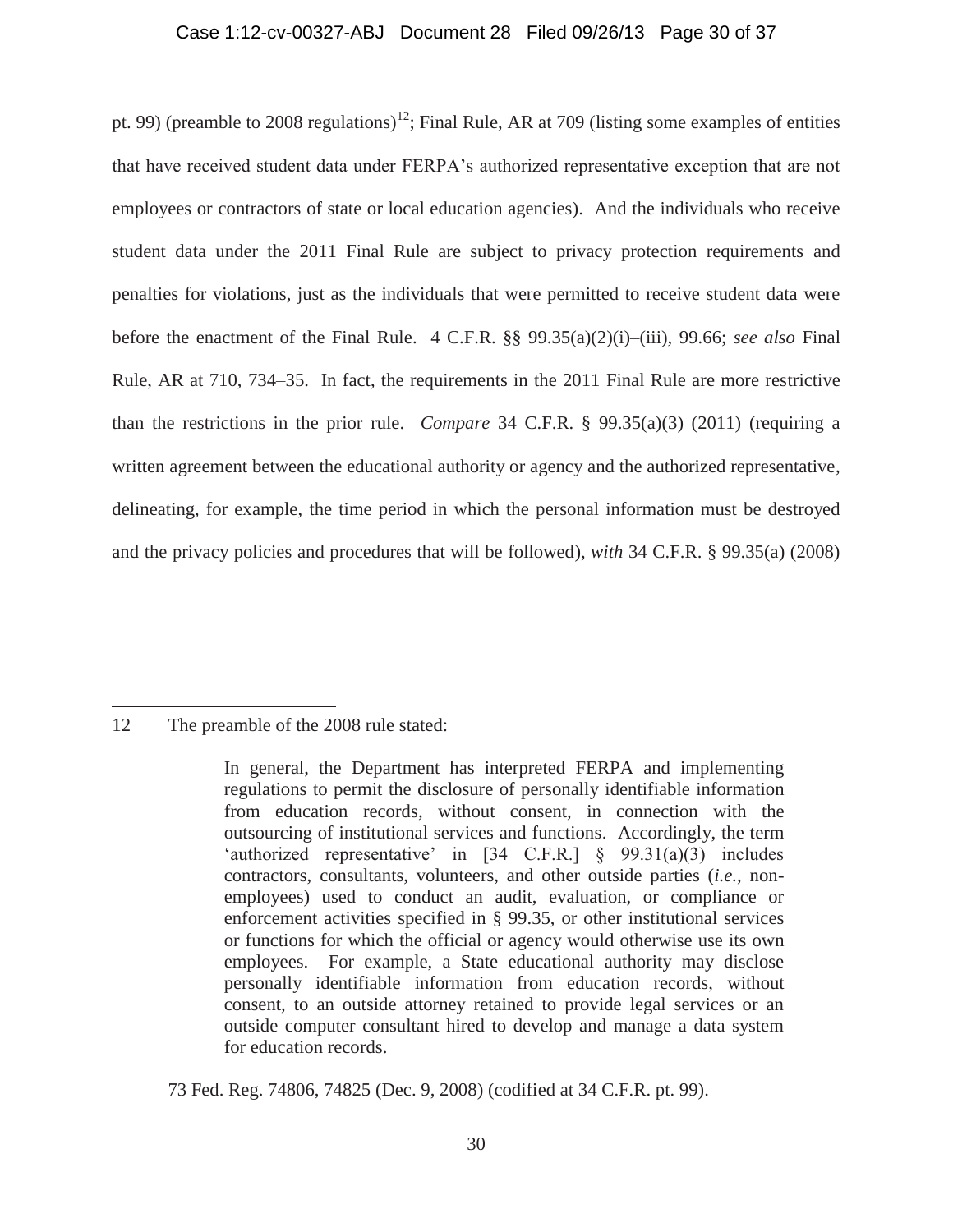pt. 99) (preamble to 2008 regulations)[12]; Final Rule, AR at 709 (listing some examples of entities that have received student data under FERPA's authorized representative exception that are not employees or contractors of state or local education agencies). And the individuals who receive student data under the 2011 Final Rule are subject to privacy protection requirements and penalties for violations, just as the individuals that were permitted to receive student data were before the enactment of the Final Rule. 4 C.F.R. §§ 99.35(a)(2)(i)–(iii), 99.66; *see also* Final Rule, AR at 710, 734–35. In fact, the requirements in the 2011 Final Rule are more restrictive than the restrictions in the prior rule. *Compare* 34 C.F.R. § 99.35(a)(3) (2011) (requiring a written agreement between the educational authority or agency and the authorized representative, delineating, for example, the time period in which the personal information must be destroyed and the privacy policies and procedures that will be followed), *with* 34 C.F.R. § 99.35(a) (2008)

---

12 The preamble of the 2008 rule stated:

> In general, the Department has interpreted FERPA and implementing regulations to permit the disclosure of personally identifiable information from education records, without consent, in connection with the outsourcing of institutional services and functions. Accordingly, the term 'authorized representative' in [34 C.F.R.] § 99.31(a)(3) includes contractors, consultants, volunteers, and other outside parties (*i.e.*, non-employees) used to conduct an audit, evaluation, or compliance or enforcement activities specified in § 99.35, or other institutional services or functions for which the official or agency would otherwise use its own employees. For example, a State educational authority may disclose personally identifiable information from education records, without consent, to an outside attorney retained to provide legal services or an outside computer consultant hired to develop and manage a data system for education records.

73 Fed. Reg. 74806, 74825 (Dec. 9, 2008) (codified at 34 C.F.R. pt. 99).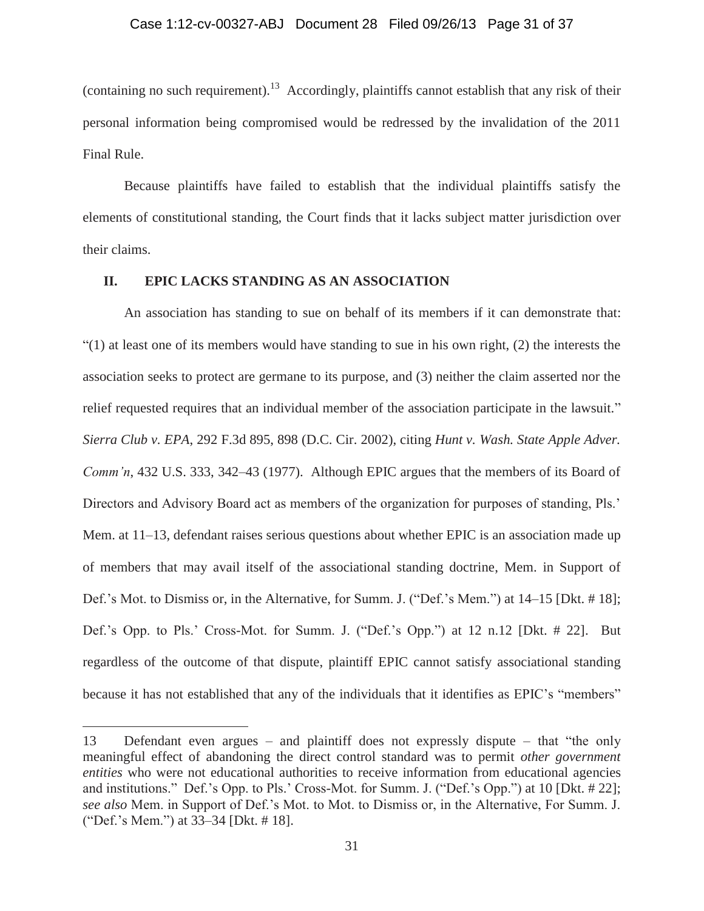(containing no such requirement).[13] Accordingly, plaintiffs cannot establish that any risk of their personal information being compromised would be redressed by the invalidation of the 2011 Final Rule.

Because plaintiffs have failed to establish that the individual plaintiffs satisfy the elements of constitutional standing, the Court finds that it lacks subject matter jurisdiction over their claims.

## II. EPIC LACKS STANDING AS AN ASSOCIATION

An association has standing to sue on behalf of its members if it can demonstrate that: "(1) at least one of its members would have standing to sue in his own right, (2) the interests the association seeks to protect are germane to its purpose, and (3) neither the claim asserted nor the relief requested requires that an individual member of the association participate in the lawsuit." *Sierra Club v. EPA*, 292 F.3d 895, 898 (D.C. Cir. 2002), citing *Hunt v. Wash. State Apple Adver. Comm'n*, 432 U.S. 333, 342–43 (1977). Although EPIC argues that the members of its Board of Directors and Advisory Board act as members of the organization for purposes of standing, Pls.' Mem. at 11–13, defendant raises serious questions about whether EPIC is an association made up of members that may avail itself of the associational standing doctrine, Mem. in Support of Def.'s Mot. to Dismiss or, in the Alternative, for Summ. J. ("Def.'s Mem.") at 14–15 [Dkt. # 18]; Def.'s Opp. to Pls.' Cross-Mot. for Summ. J. ("Def.'s Opp.") at 12 n.12 [Dkt. # 22]. But regardless of the outcome of that dispute, plaintiff EPIC cannot satisfy associational standing because it has not established that any of the individuals that it identifies as EPIC's "members"

---

13 Defendant even argues – and plaintiff does not expressly dispute – that "the only meaningful effect of abandoning the direct control standard was to permit *other government entities* who were not educational authorities to receive information from educational agencies and institutions." Def.'s Opp. to Pls.' Cross-Mot. for Summ. J. ("Def.'s Opp.") at 10 [Dkt. # 22]; *see also* Mem. in Support of Def.'s Mot. to Mot. to Dismiss or, in the Alternative, For Summ. J. ("Def.'s Mem.") at 33–34 [Dkt. # 18].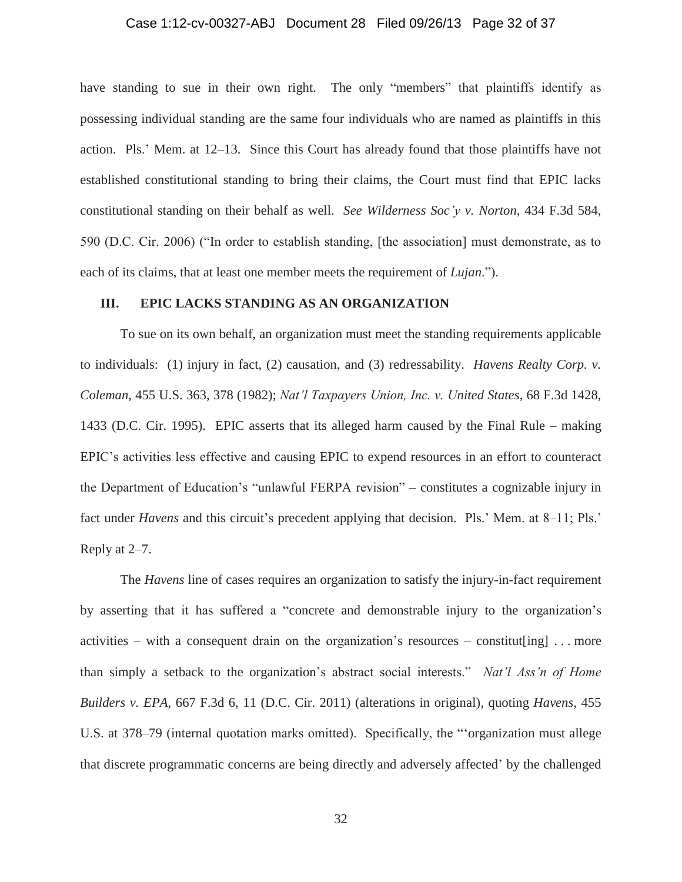have standing to sue in their own right. The only "members" that plaintiffs identify as possessing individual standing are the same four individuals who are named as plaintiffs in this action. Pls.' Mem. at 12–13. Since this Court has already found that those plaintiffs have not established constitutional standing to bring their claims, the Court must find that EPIC lacks constitutional standing on their behalf as well. *See Wilderness Soc'y v. Norton*, 434 F.3d 584, 590 (D.C. Cir. 2006) ("In order to establish standing, [the association] must demonstrate, as to each of its claims, that at least one member meets the requirement of *Lujan*.").

## III. EPIC LACKS STANDING AS AN ORGANIZATION

To sue on its own behalf, an organization must meet the standing requirements applicable to individuals: (1) injury in fact, (2) causation, and (3) redressability. *Havens Realty Corp. v. Coleman*, 455 U.S. 363, 378 (1982); *Nat'l Taxpayers Union, Inc. v. United States*, 68 F.3d 1428, 1433 (D.C. Cir. 1995). EPIC asserts that its alleged harm caused by the Final Rule – making EPIC's activities less effective and causing EPIC to expend resources in an effort to counteract the Department of Education's "unlawful FERPA revision" – constitutes a cognizable injury in fact under *Havens* and this circuit's precedent applying that decision. Pls.' Mem. at 8–11; Pls.' Reply at 2–7.

The *Havens* line of cases requires an organization to satisfy the injury-in-fact requirement by asserting that it has suffered a "concrete and demonstrable injury to the organization's activities – with a consequent drain on the organization's resources – constitut[ing] . . . more than simply a setback to the organization's abstract social interests." *Nat'l Ass'n of Home Builders v. EPA*, 667 F.3d 6, 11 (D.C. Cir. 2011) (alterations in original), quoting *Havens*, 455 U.S. at 378–79 (internal quotation marks omitted). Specifically, the "'organization must allege that discrete programmatic concerns are being directly and adversely affected' by the challenged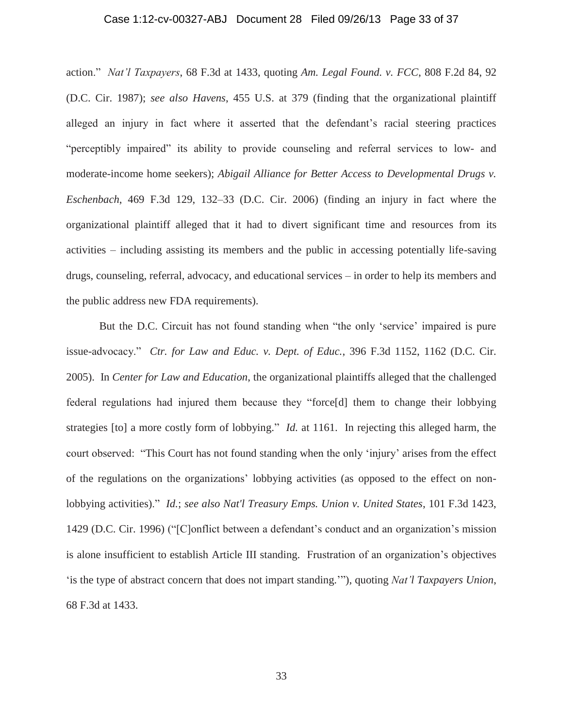action." *Nat'l Taxpayers*, 68 F.3d at 1433, quoting *Am. Legal Found. v. FCC*, 808 F.2d 84, 92 (D.C. Cir. 1987); *see also Havens*, 455 U.S. at 379 (finding that the organizational plaintiff alleged an injury in fact where it asserted that the defendant's racial steering practices "perceptibly impaired" its ability to provide counseling and referral services to low- and moderate-income home seekers); *Abigail Alliance for Better Access to Developmental Drugs v. Eschenbach*, 469 F.3d 129, 132–33 (D.C. Cir. 2006) (finding an injury in fact where the organizational plaintiff alleged that it had to divert significant time and resources from its activities – including assisting its members and the public in accessing potentially life-saving drugs, counseling, referral, advocacy, and educational services – in order to help its members and the public address new FDA requirements).

But the D.C. Circuit has not found standing when "the only 'service' impaired is pure issue-advocacy." *Ctr. for Law and Educ. v. Dept. of Educ.*, 396 F.3d 1152, 1162 (D.C. Cir. 2005). In *Center for Law and Education*, the organizational plaintiffs alleged that the challenged federal regulations had injured them because they "force[d] them to change their lobbying strategies [to] a more costly form of lobbying." *Id.* at 1161. In rejecting this alleged harm, the court observed: "This Court has not found standing when the only 'injury' arises from the effect of the regulations on the organizations' lobbying activities (as opposed to the effect on non-lobbying activities)." *Id.*; *see also Nat'l Treasury Emps. Union v. United States*, 101 F.3d 1423, 1429 (D.C. Cir. 1996) ("[C]onflict between a defendant's conduct and an organization's mission is alone insufficient to establish Article III standing. Frustration of an organization's objectives 'is the type of abstract concern that does not impart standing.'"), quoting *Nat'l Taxpayers Union*, 68 F.3d at 1433.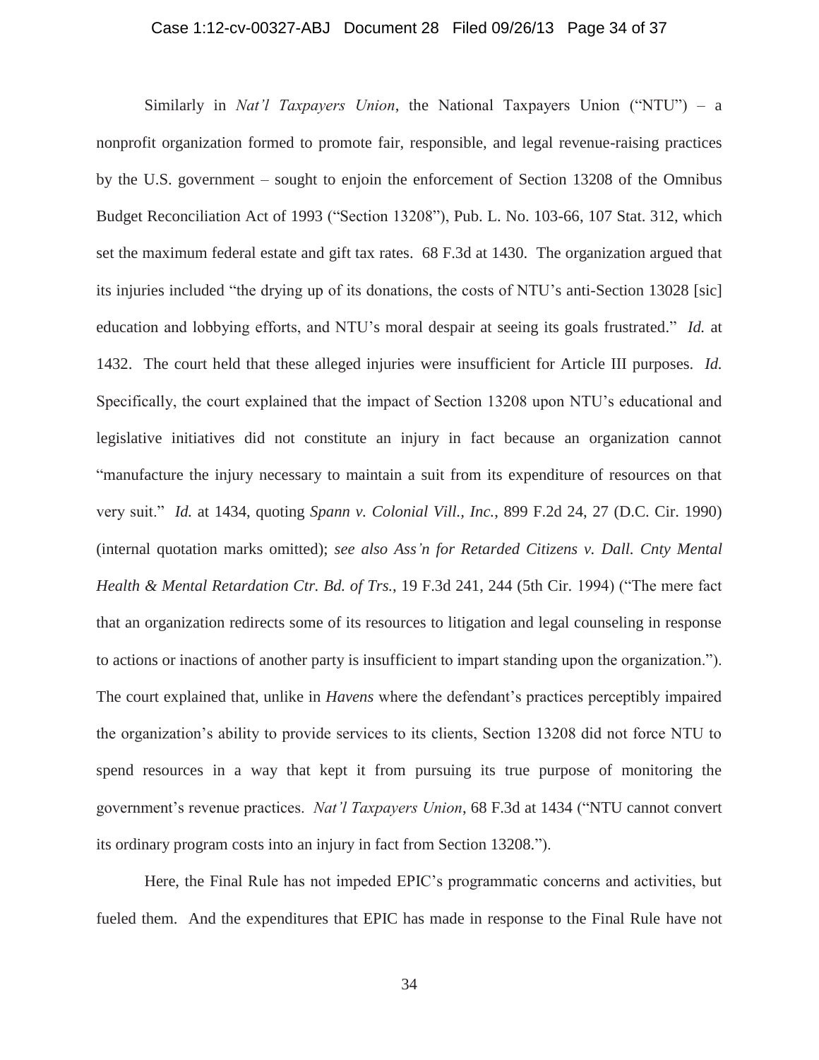Similarly in *Nat'l Taxpayers Union*, the National Taxpayers Union ("NTU") – a nonprofit organization formed to promote fair, responsible, and legal revenue-raising practices by the U.S. government – sought to enjoin the enforcement of Section 13208 of the Omnibus Budget Reconciliation Act of 1993 ("Section 13208"), Pub. L. No. 103-66, 107 Stat. 312, which set the maximum federal estate and gift tax rates. 68 F.3d at 1430. The organization argued that its injuries included "the drying up of its donations, the costs of NTU's anti-Section 13028 [sic] education and lobbying efforts, and NTU's moral despair at seeing its goals frustrated." *Id.* at 1432. The court held that these alleged injuries were insufficient for Article III purposes. *Id.* Specifically, the court explained that the impact of Section 13208 upon NTU's educational and legislative initiatives did not constitute an injury in fact because an organization cannot "manufacture the injury necessary to maintain a suit from its expenditure of resources on that very suit." *Id.* at 1434, quoting *Spann v. Colonial Vill., Inc.*, 899 F.2d 24, 27 (D.C. Cir. 1990) (internal quotation marks omitted); *see also Ass'n for Retarded Citizens v. Dall. Cnty Mental Health & Mental Retardation Ctr. Bd. of Trs.*, 19 F.3d 241, 244 (5th Cir. 1994) ("The mere fact that an organization redirects some of its resources to litigation and legal counseling in response to actions or inactions of another party is insufficient to impart standing upon the organization."). The court explained that, unlike in *Havens* where the defendant's practices perceptibly impaired the organization's ability to provide services to its clients, Section 13208 did not force NTU to spend resources in a way that kept it from pursuing its true purpose of monitoring the government's revenue practices. *Nat'l Taxpayers Union*, 68 F.3d at 1434 ("NTU cannot convert its ordinary program costs into an injury in fact from Section 13208.").

Here, the Final Rule has not impeded EPIC's programmatic concerns and activities, but fueled them. And the expenditures that EPIC has made in response to the Final Rule have not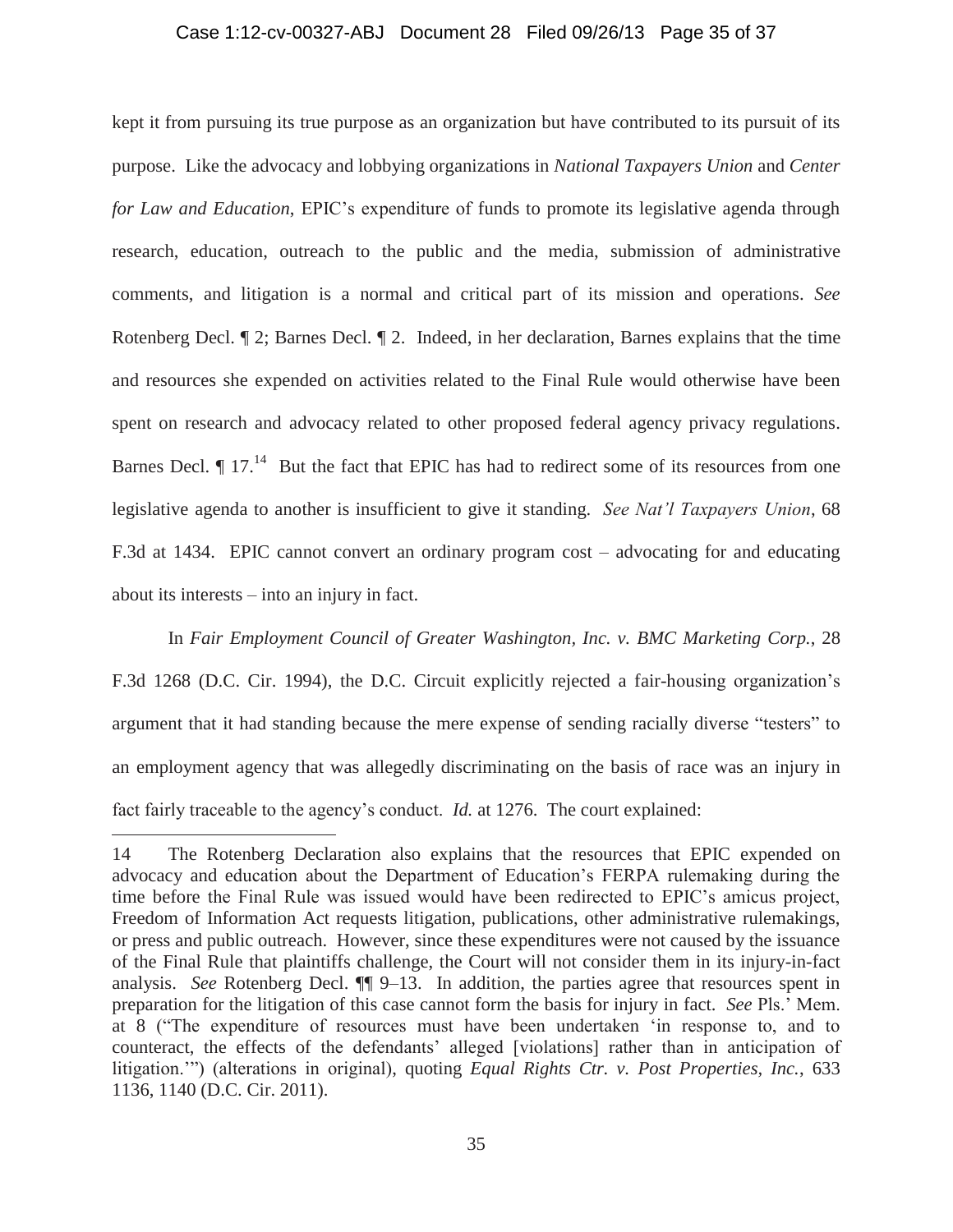kept it from pursuing its true purpose as an organization but have contributed to its pursuit of its purpose. Like the advocacy and lobbying organizations in *National Taxpayers Union* and *Center for Law and Education*, EPIC's expenditure of funds to promote its legislative agenda through research, education, outreach to the public and the media, submission of administrative comments, and litigation is a normal and critical part of its mission and operations. *See* Rotenberg Decl. ¶ 2; Barnes Decl. ¶ 2. Indeed, in her declaration, Barnes explains that the time and resources she expended on activities related to the Final Rule would otherwise have been spent on research and advocacy related to other proposed federal agency privacy regulations. Barnes Decl. ¶ 17.[14] But the fact that EPIC has had to redirect some of its resources from one legislative agenda to another is insufficient to give it standing. *See Nat'l Taxpayers Union*, 68 F.3d at 1434. EPIC cannot convert an ordinary program cost – advocating for and educating about its interests – into an injury in fact.

In *Fair Employment Council of Greater Washington, Inc. v. BMC Marketing Corp.*, 28 F.3d 1268 (D.C. Cir. 1994), the D.C. Circuit explicitly rejected a fair-housing organization's argument that it had standing because the mere expense of sending racially diverse "testers" to an employment agency that was allegedly discriminating on the basis of race was an injury in fact fairly traceable to the agency's conduct. *Id.* at 1276. The court explained:

---

14 The Rotenberg Declaration also explains that the resources that EPIC expended on advocacy and education about the Department of Education's FERPA rulemaking during the time before the Final Rule was issued would have been redirected to EPIC's amicus project, Freedom of Information Act requests litigation, publications, other administrative rulemakings, or press and public outreach. However, since these expenditures were not caused by the issuance of the Final Rule that plaintiffs challenge, the Court will not consider them in its injury-in-fact analysis. *See* Rotenberg Decl. ¶¶ 9–13. In addition, the parties agree that resources spent in preparation for the litigation of this case cannot form the basis for injury in fact. *See* Pls.' Mem. at 8 ("The expenditure of resources must have been undertaken 'in response to, and to counteract, the effects of the defendants' alleged [violations] rather than in anticipation of litigation.'") (alterations in original), quoting *Equal Rights Ctr. v. Post Properties, Inc.*, 633 1136, 1140 (D.C. Cir. 2011).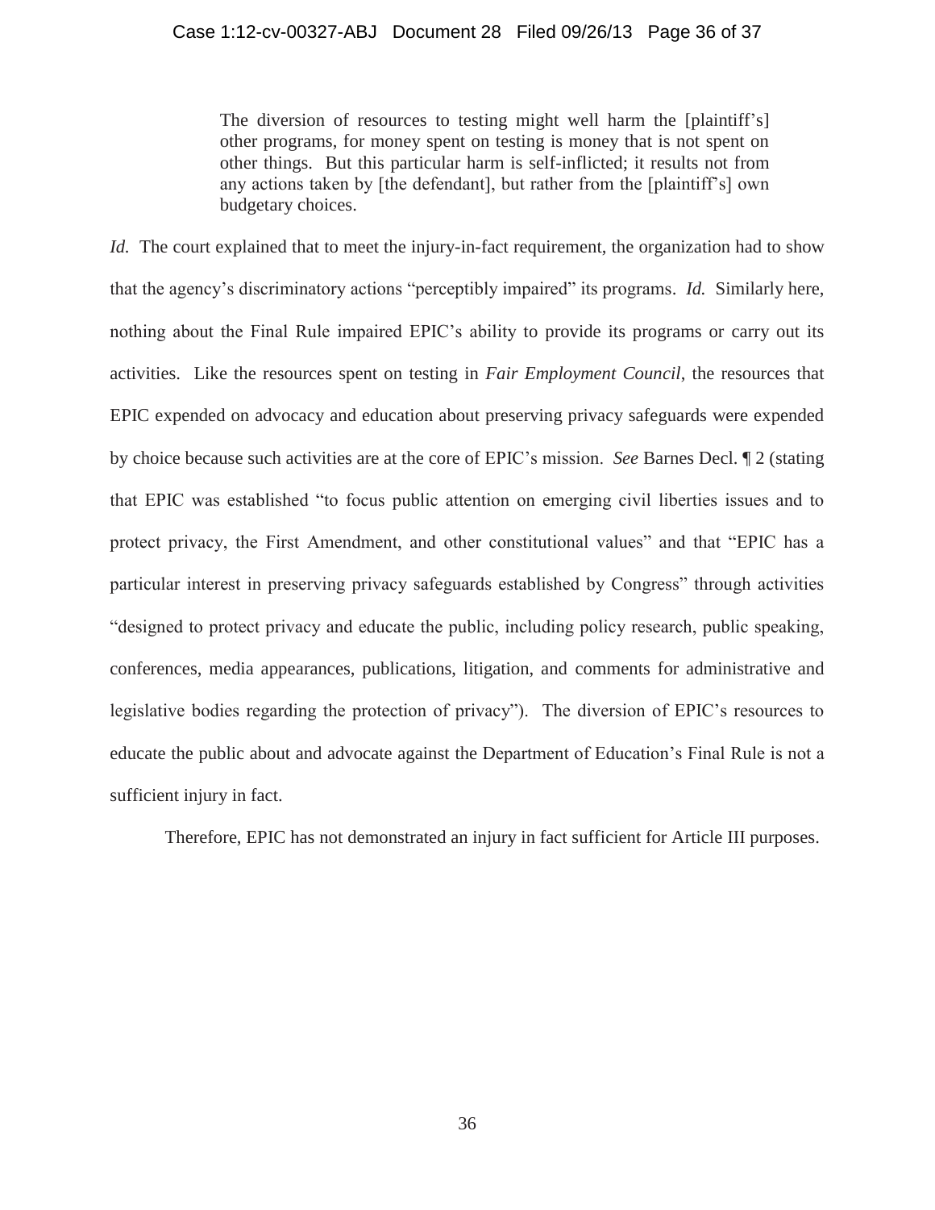> The diversion of resources to testing might well harm the [plaintiff's] other programs, for money spent on testing is money that is not spent on other things. But this particular harm is self-inflicted; it results not from any actions taken by [the defendant], but rather from the [plaintiff's] own budgetary choices.

*Id.* The court explained that to meet the injury-in-fact requirement, the organization had to show that the agency's discriminatory actions "perceptibly impaired" its programs. *Id.* Similarly here, nothing about the Final Rule impaired EPIC's ability to provide its programs or carry out its activities. Like the resources spent on testing in *Fair Employment Council*, the resources that EPIC expended on advocacy and education about preserving privacy safeguards were expended by choice because such activities are at the core of EPIC's mission. *See* Barnes Decl. ¶ 2 (stating that EPIC was established "to focus public attention on emerging civil liberties issues and to protect privacy, the First Amendment, and other constitutional values" and that "EPIC has a particular interest in preserving privacy safeguards established by Congress" through activities "designed to protect privacy and educate the public, including policy research, public speaking, conferences, media appearances, publications, litigation, and comments for administrative and legislative bodies regarding the protection of privacy"). The diversion of EPIC's resources to educate the public about and advocate against the Department of Education's Final Rule is not a sufficient injury in fact.

Therefore, EPIC has not demonstrated an injury in fact sufficient for Article III purposes.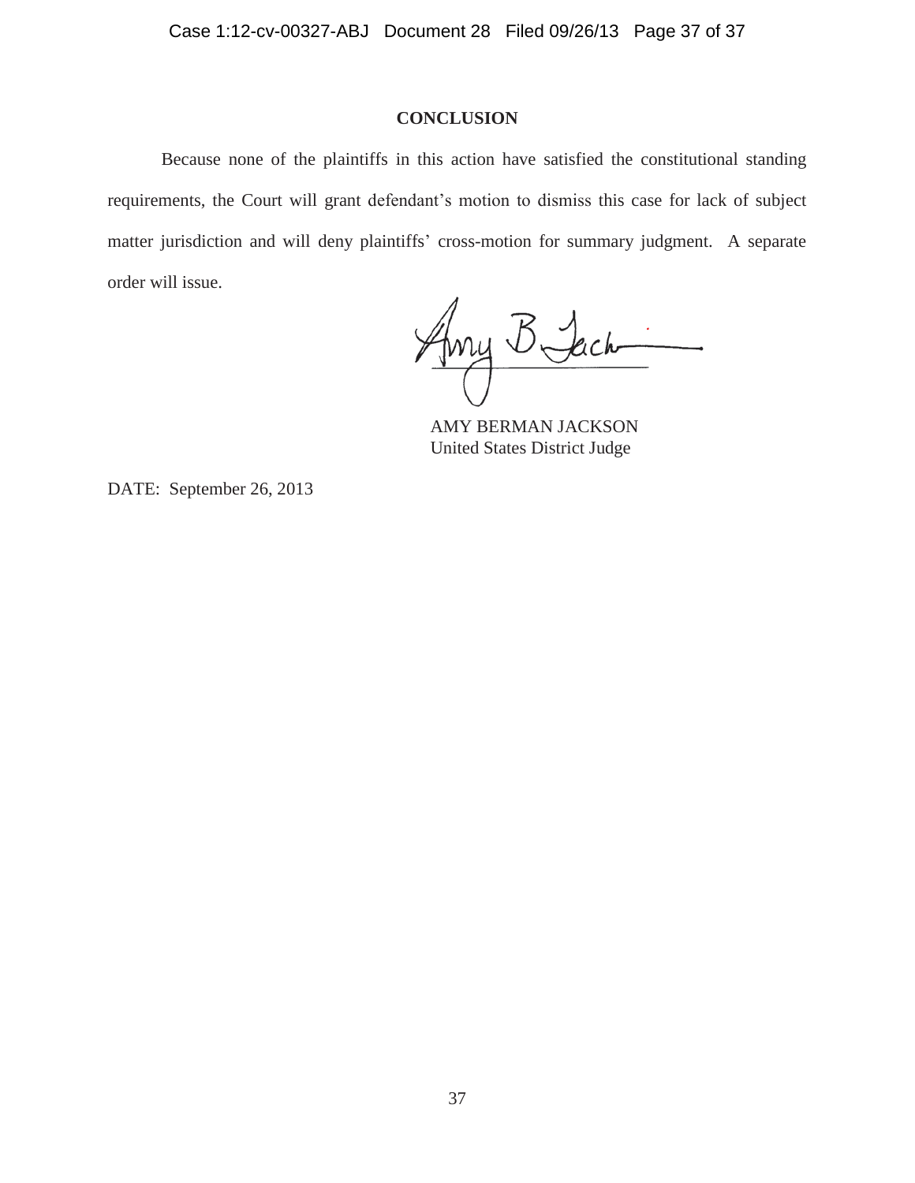## CONCLUSION

Because none of the plaintiffs in this action have satisfied the constitutional standing requirements, the Court will grant defendant's motion to dismiss this case for lack of subject matter jurisdiction and will deny plaintiffs' cross-motion for summary judgment. A separate order will issue.

AMY BERMAN JACKSON
United States District Judge

DATE: September 26, 2013